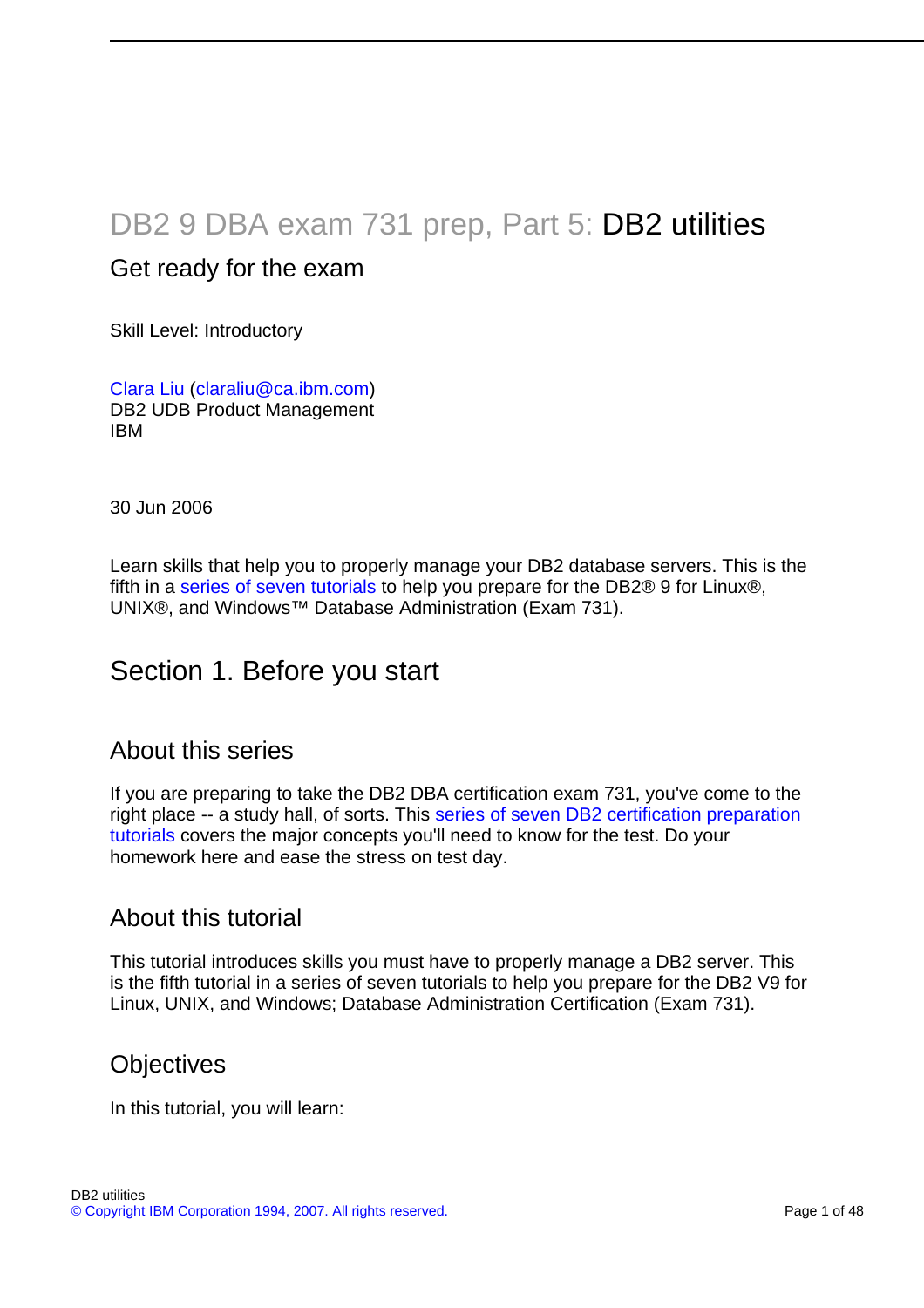# DB2 9 DBA exam 731 prep, Part 5: DB2 utilities

## Get ready for the exam

Skill Level: Introductory

Clara Liu (claraliu@ca.ibm.com)
DB2 UDB Product Management
IBM

30 Jun 2006

Learn skills that help you to properly manage your DB2 database servers. This is the fifth in a series of seven tutorials to help you prepare for the DB2® 9 for Linux®, UNIX®, and Windows™ Database Administration (Exam 731).

## Section 1. Before you start

### About this series

If you are preparing to take the DB2 DBA certification exam 731, you've come to the right place -- a study hall, of sorts. This series of seven DB2 certification preparation tutorials covers the major concepts you'll need to know for the test. Do your homework here and ease the stress on test day.

### About this tutorial

This tutorial introduces skills you must have to properly manage a DB2 server. This is the fifth tutorial in a series of seven tutorials to help you prepare for the DB2 V9 for Linux, UNIX, and Windows; Database Administration Certification (Exam 731).

### Objectives

In this tutorial, you will learn: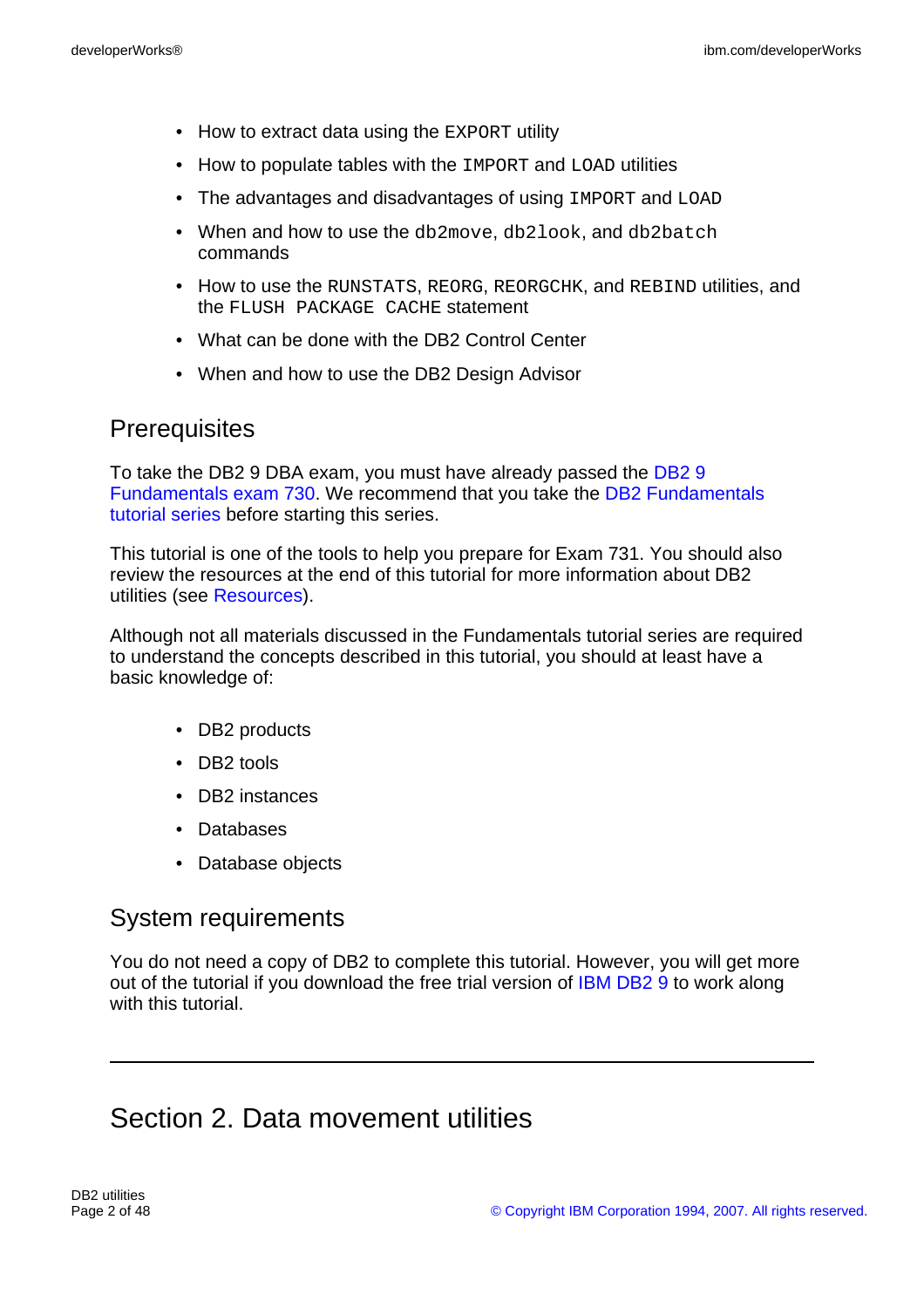- How to extract data using the `EXPORT` utility
- How to populate tables with the `IMPORT` and `LOAD` utilities
- The advantages and disadvantages of using `IMPORT` and `LOAD`
- When and how to use the `db2move`, `db2look`, and `db2batch` commands
- How to use the `RUNSTATS`, `REORG`, `REORGCHK`, and `REBIND` utilities, and the `FLUSH PACKAGE CACHE` statement
- What can be done with the DB2 Control Center
- When and how to use the DB2 Design Advisor

## Prerequisites

To take the DB2 9 DBA exam, you must have already passed the DB2 9 Fundamentals exam 730. We recommend that you take the DB2 Fundamentals tutorial series before starting this series.

This tutorial is one of the tools to help you prepare for Exam 731. You should also review the resources at the end of this tutorial for more information about DB2 utilities (see Resources).

Although not all materials discussed in the Fundamentals tutorial series are required to understand the concepts described in this tutorial, you should at least have a basic knowledge of:

- DB2 products
- DB2 tools
- DB2 instances
- Databases
- Database objects

## System requirements

You do not need a copy of DB2 to complete this tutorial. However, you will get more out of the tutorial if you download the free trial version of IBM DB2 9 to work along with this tutorial.

---

# Section 2. Data movement utilities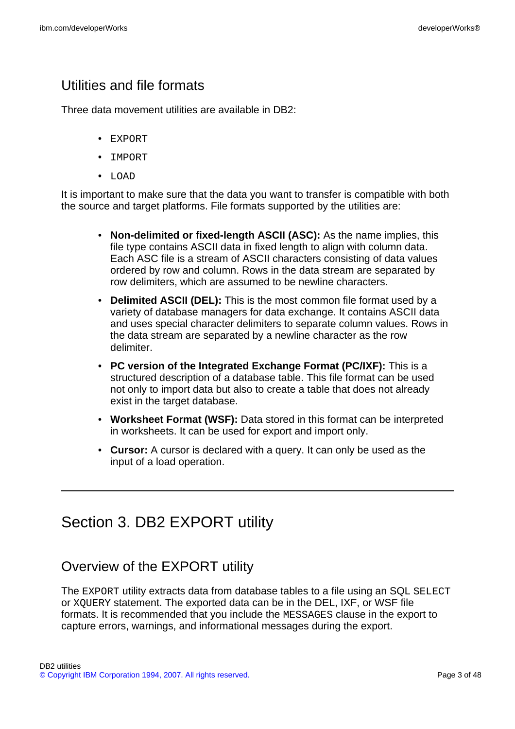## Utilities and file formats

Three data movement utilities are available in DB2:

- `EXPORT`
- `IMPORT`
- `LOAD`

It is important to make sure that the data you want to transfer is compatible with both the source and target platforms. File formats supported by the utilities are:

- **Non-delimited or fixed-length ASCII (ASC):** As the name implies, this file type contains ASCII data in fixed length to align with column data. Each ASC file is a stream of ASCII characters consisting of data values ordered by row and column. Rows in the data stream are separated by row delimiters, which are assumed to be newline characters.
- **Delimited ASCII (DEL):** This is the most common file format used by a variety of database managers for data exchange. It contains ASCII data and uses special character delimiters to separate column values. Rows in the data stream are separated by a newline character as the row delimiter.
- **PC version of the Integrated Exchange Format (PC/IXF):** This is a structured description of a database table. This file format can be used not only to import data but also to create a table that does not already exist in the target database.
- **Worksheet Format (WSF):** Data stored in this format can be interpreted in worksheets. It can be used for export and import only.
- **Cursor:** A cursor is declared with a query. It can only be used as the input of a load operation.

---

# Section 3. DB2 EXPORT utility

## Overview of the EXPORT utility

The `EXPORT` utility extracts data from database tables to a file using an SQL `SELECT` or `XQUERY` statement. The exported data can be in the DEL, IXF, or WSF file formats. It is recommended that you include the `MESSAGES` clause in the export to capture errors, warnings, and informational messages during the export.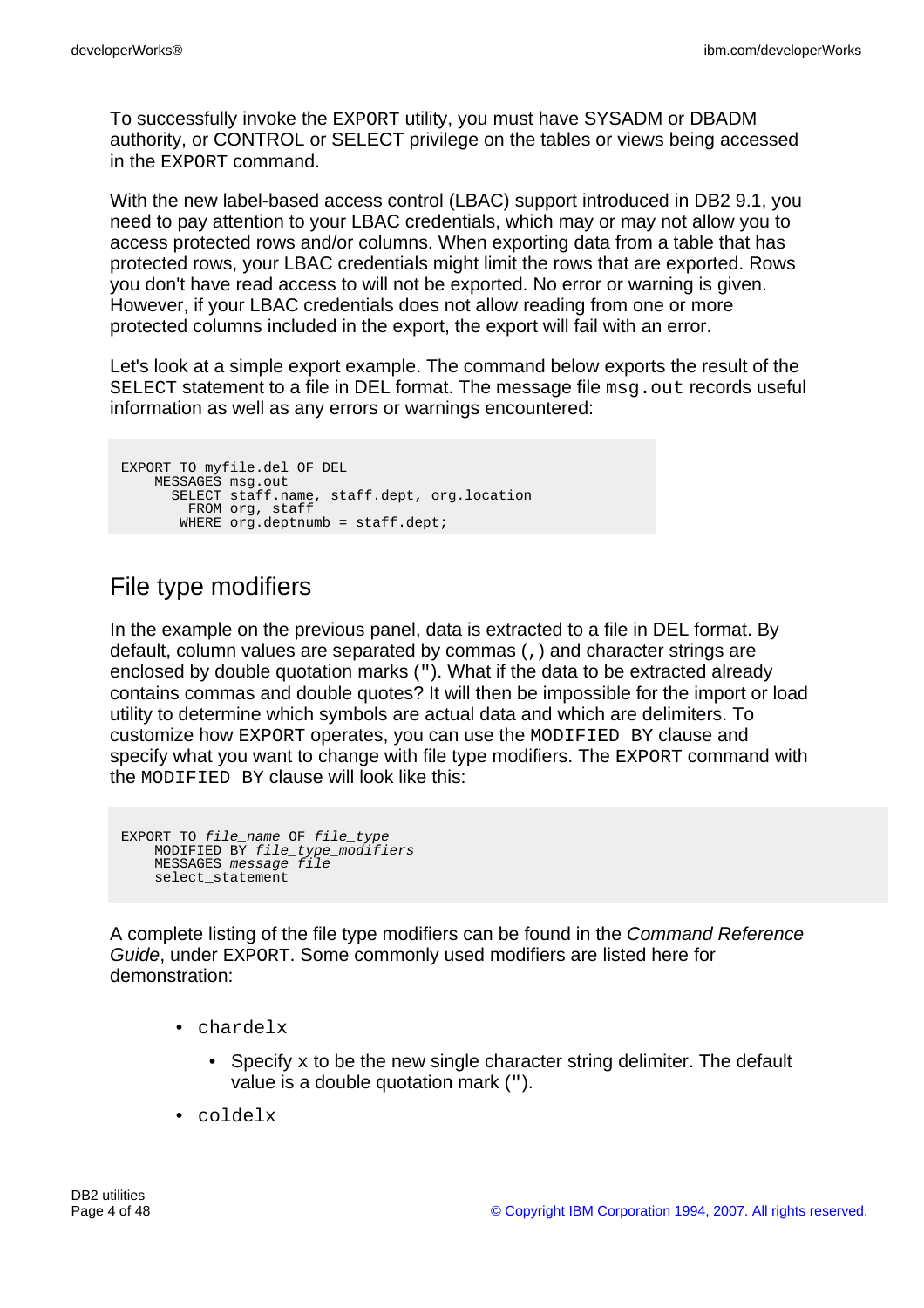To successfully invoke the EXPORT utility, you must have SYSADM or DBADM authority, or CONTROL or SELECT privilege on the tables or views being accessed in the EXPORT command.

With the new label-based access control (LBAC) support introduced in DB2 9.1, you need to pay attention to your LBAC credentials, which may or may not allow you to access protected rows and/or columns. When exporting data from a table that has protected rows, your LBAC credentials might limit the rows that are exported. Rows you don't have read access to will not be exported. No error or warning is given. However, if your LBAC credentials does not allow reading from one or more protected columns included in the export, the export will fail with an error.

Let's look at a simple export example. The command below exports the result of the SELECT statement to a file in DEL format. The message file msg.out records useful information as well as any errors or warnings encountered:

```
EXPORT TO myfile.del OF DEL
    MESSAGES msg.out
      SELECT staff.name, staff.dept, org.location
        FROM org, staff
       WHERE org.deptnumb = staff.dept;
```

## File type modifiers

In the example on the previous panel, data is extracted to a file in DEL format. By default, column values are separated by commas (,) and character strings are enclosed by double quotation marks ("). What if the data to be extracted already contains commas and double quotes? It will then be impossible for the import or load utility to determine which symbols are actual data and which are delimiters. To customize how EXPORT operates, you can use the MODIFIED BY clause and specify what you want to change with file type modifiers. The EXPORT command with the MODIFIED BY clause will look like this:

```
EXPORT TO file_name OF file_type
    MODIFIED BY file_type_modifiers
    MESSAGES message_file
    select_statement
```

A complete listing of the file type modifiers can be found in the *Command Reference Guide*, under EXPORT. Some commonly used modifiers are listed here for demonstration:

- chardelx
  - Specify x to be the new single character string delimiter. The default value is a double quotation mark (").
- coldelx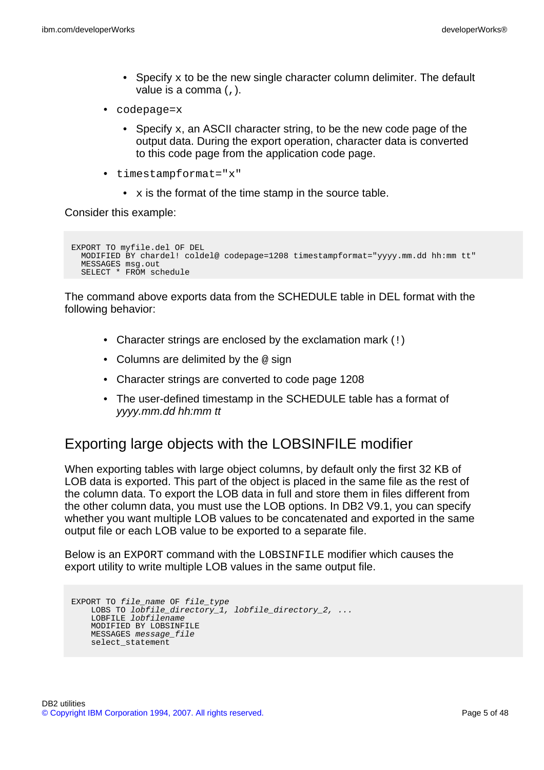- Specify `x` to be the new single character column delimiter. The default value is a comma (`,`).
- `codepage=x`
    - Specify `x`, an ASCII character string, to be the new code page of the output data. During the export operation, character data is converted to this code page from the application code page.
- `timestampformat="x"`
    - `x` is the format of the time stamp in the source table.

Consider this example:

```
EXPORT TO myfile.del OF DEL
  MODIFIED BY chardel! coldel@ codepage=1208 timestampformat="yyyy.mm.dd hh:mm tt"
  MESSAGES msg.out
  SELECT * FROM schedule
```

The command above exports data from the SCHEDULE table in DEL format with the following behavior:

- Character strings are enclosed by the exclamation mark (`!`)
- Columns are delimited by the `@` sign
- Character strings are converted to code page 1208
- The user-defined timestamp in the SCHEDULE table has a format of *yyyy.mm.dd hh:mm tt*

## Exporting large objects with the LOBSINFILE modifier

When exporting tables with large object columns, by default only the first 32 KB of LOB data is exported. This part of the object is placed in the same file as the rest of the column data. To export the LOB data in full and store them in files different from the other column data, you must use the LOB options. In DB2 V9.1, you can specify whether you want multiple LOB values to be concatenated and exported in the same output file or each LOB value to be exported to a separate file.

Below is an `EXPORT` command with the `LOBSINFILE` modifier which causes the export utility to write multiple LOB values in the same output file.

```
EXPORT TO file_name OF file_type
    LOBS TO lobfile_directory_1, lobfile_directory_2, ...
    LOBFILE lobfilename
    MODIFIED BY LOBSINFILE
    MESSAGES message_file
    select_statement
```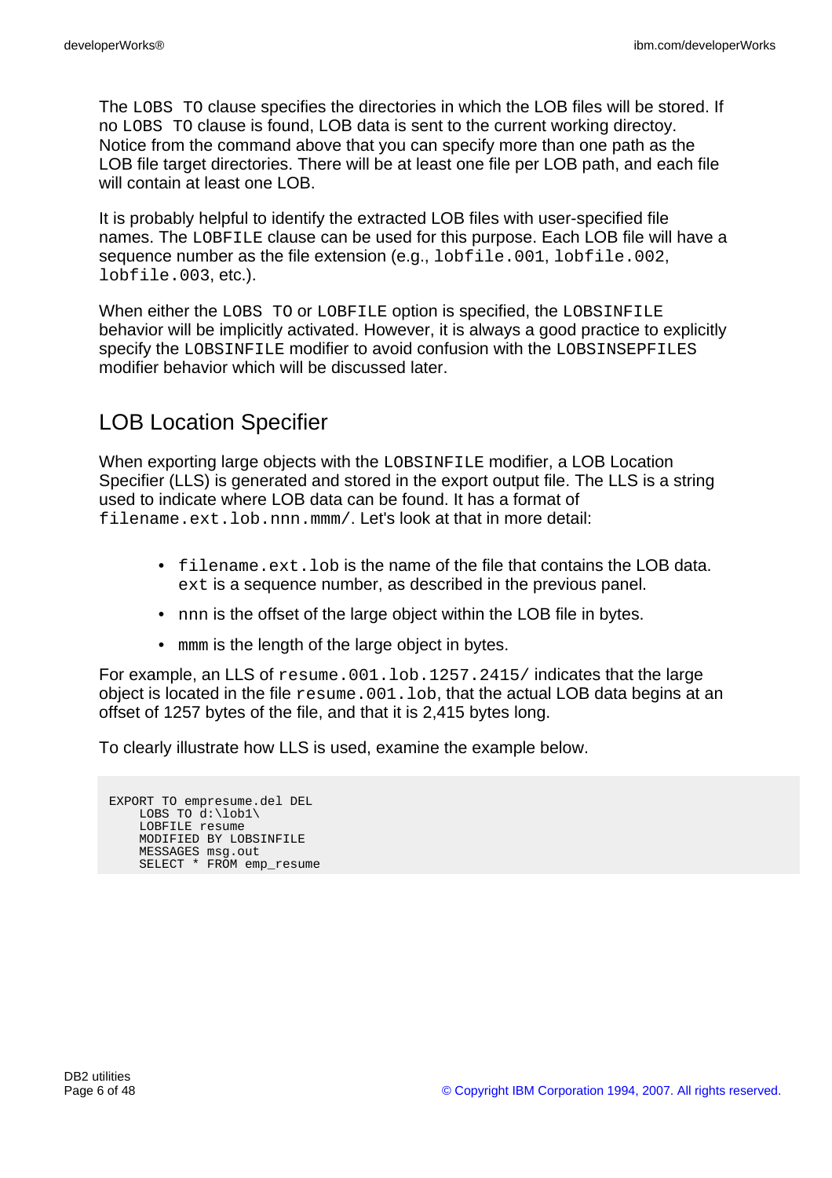The `LOBS TO` clause specifies the directories in which the LOB files will be stored. If no `LOBS TO` clause is found, LOB data is sent to the current working directoy. Notice from the command above that you can specify more than one path as the LOB file target directories. There will be at least one file per LOB path, and each file will contain at least one LOB.

It is probably helpful to identify the extracted LOB files with user-specified file names. The `LOBFILE` clause can be used for this purpose. Each LOB file will have a sequence number as the file extension (e.g., `lobfile.001`, `lobfile.002`, `lobfile.003`, etc.).

When either the `LOBS TO` or `LOBFILE` option is specified, the `LOBSINFILE` behavior will be implicitly activated. However, it is always a good practice to explicitly specify the `LOBSINFILE` modifier to avoid confusion with the `LOBSINSEPFILES` modifier behavior which will be discussed later.

## LOB Location Specifier

When exporting large objects with the `LOBSINFILE` modifier, a LOB Location Specifier (LLS) is generated and stored in the export output file. The LLS is a string used to indicate where LOB data can be found. It has a format of `filename.ext.lob.nnn.mmm/`. Let's look at that in more detail:

- `filename.ext.lob` is the name of the file that contains the LOB data. `ext` is a sequence number, as described in the previous panel.
- `nnn` is the offset of the large object within the LOB file in bytes.
- `mmm` is the length of the large object in bytes.

For example, an LLS of `resume.001.lob.1257.2415/` indicates that the large object is located in the file `resume.001.lob`, that the actual LOB data begins at an offset of 1257 bytes of the file, and that it is 2,415 bytes long.

To clearly illustrate how LLS is used, examine the example below.

```
EXPORT TO empresume.del DEL
    LOBS TO d:\lob1\
    LOBFILE resume
    MODIFIED BY LOBSINFILE
    MESSAGES msg.out
    SELECT * FROM emp_resume
```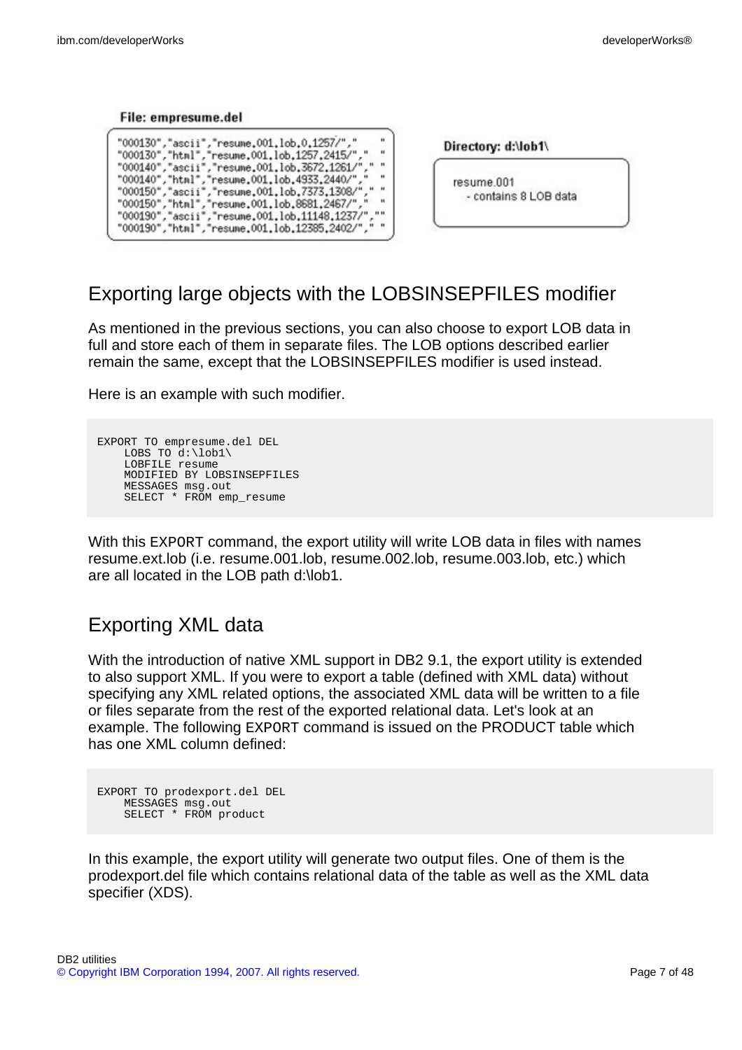File: empresume.del

```
"000130","ascii","resume.001.lob.0.1257/",""
"000130","html","resume.001.lob.1257.2415/",""
"000140","ascii","resume.001.lob.3672.1261/",""
"000140","html","resume.001.lob.4933.2440/",""
"000150","ascii","resume.001.lob.7373.1308/",""
"000150","html","resume.001.lob.8681.2467/",""
"000190","ascii","resume.001.lob.11148.1237/",""
"000190","html","resume.001.lob.12385.2402/",""
```

Directory: d:\lob1\

resume.001
- contains 8 LOB data

## Exporting large objects with the LOBSINSEPFILES modifier

As mentioned in the previous sections, you can also choose to export LOB data in full and store each of them in separate files. The LOB options described earlier remain the same, except that the LOBSINSEPFILES modifier is used instead.

Here is an example with such modifier.

```
EXPORT TO empresume.del DEL
    LOBS TO d:\lob1\
    LOBFILE resume
    MODIFIED BY LOBSINSEPFILES
    MESSAGES msg.out
    SELECT * FROM emp_resume
```

With this EXPORT command, the export utility will write LOB data in files with names resume.ext.lob (i.e. resume.001.lob, resume.002.lob, resume.003.lob, etc.) which are all located in the LOB path d:\lob1.

## Exporting XML data

With the introduction of native XML support in DB2 9.1, the export utility is extended to also support XML. If you were to export a table (defined with XML data) without specifying any XML related options, the associated XML data will be written to a file or files separate from the rest of the exported relational data. Let's look at an example. The following EXPORT command is issued on the PRODUCT table which has one XML column defined:

```
EXPORT TO prodexport.del DEL
    MESSAGES msg.out
    SELECT * FROM product
```

In this example, the export utility will generate two output files. One of them is the prodexport.del file which contains relational data of the table as well as the XML data specifier (XDS).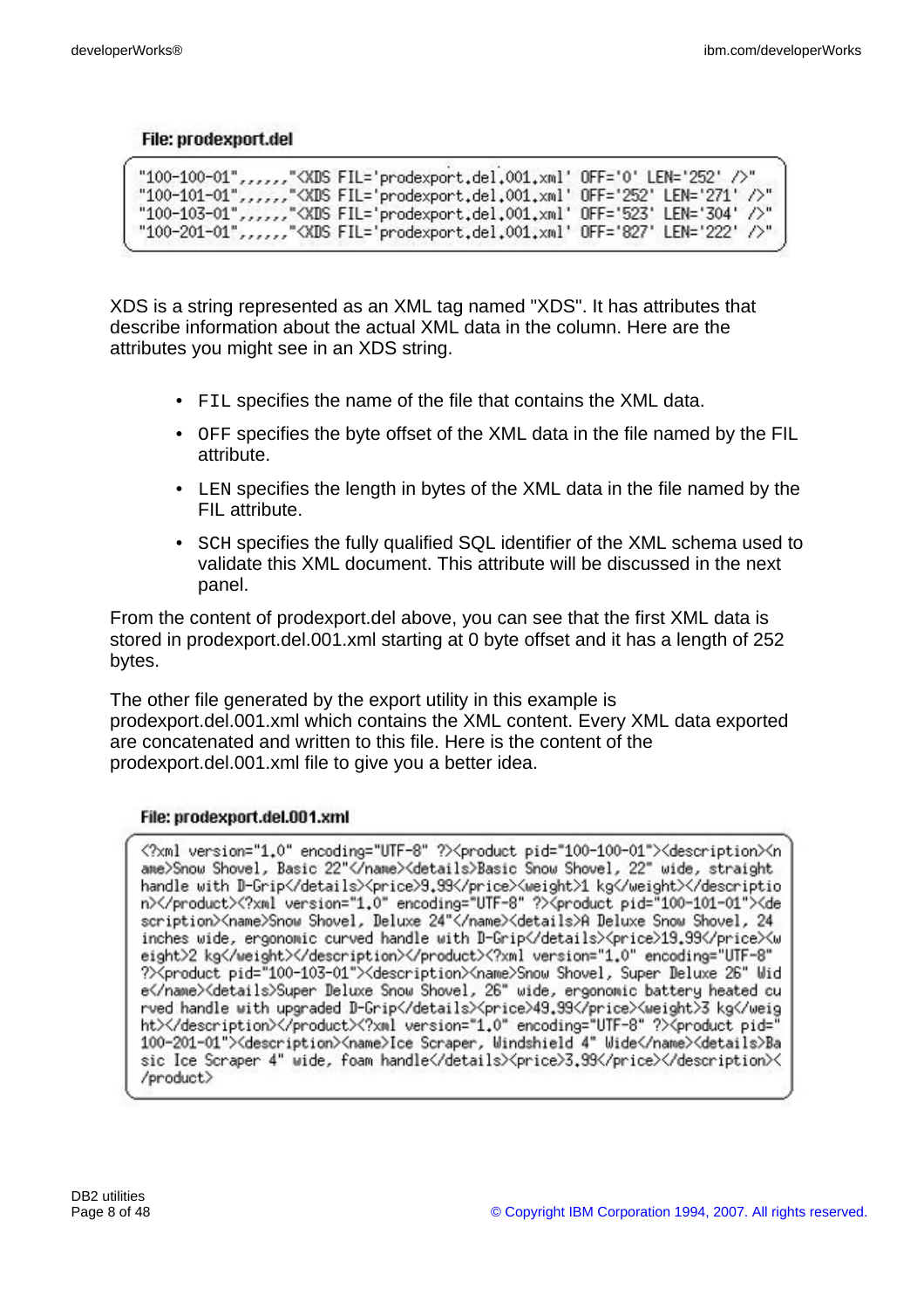**File: prodexport.del**

```
"100-100-01",,,,,,"<XDS FIL='prodexport.del.001.xml' OFF='0' LEN='252' />"
"100-101-01",,,,,,"<XDS FIL='prodexport.del.001.xml' OFF='252' LEN='271' />"
"100-103-01",,,,,,"<XDS FIL='prodexport.del.001.xml' OFF='523' LEN='304' />"
"100-201-01",,,,,,"<XDS FIL='prodexport.del.001.xml' OFF='827' LEN='222' />"
```

XDS is a string represented as an XML tag named "XDS". It has attributes that describe information about the actual XML data in the column. Here are the attributes you might see in an XDS string.

- `FIL` specifies the name of the file that contains the XML data.
- `OFF` specifies the byte offset of the XML data in the file named by the FIL attribute.
- `LEN` specifies the length in bytes of the XML data in the file named by the FIL attribute.
- `SCH` specifies the fully qualified SQL identifier of the XML schema used to validate this XML document. This attribute will be discussed in the next panel.

From the content of prodexport.del above, you can see that the first XML data is stored in prodexport.del.001.xml starting at 0 byte offset and it has a length of 252 bytes.

The other file generated by the export utility in this example is prodexport.del.001.xml which contains the XML content. Every XML data exported are concatenated and written to this file. Here is the content of the prodexport.del.001.xml file to give you a better idea.

**File: prodexport.del.001.xml**

```
<?xml version="1.0" encoding="UTF-8" ?><product pid="100-100-01"><description><n
ame>Snow Shovel, Basic 22"</name><details>Basic Snow Shovel, 22" wide, straight
handle with D-Grip</details><price>9.99</price><weight>1 kg</weight></descriptio
n></product><?xml version="1.0" encoding="UTF-8" ?><product pid="100-101-01"><de
scription><name>Snow Shovel, Deluxe 24"</name><details>A Deluxe Snow Shovel, 24
inches wide, ergonomic curved handle with D-Grip</details><price>19.99</price><w
eight>2 kg</weight></description></product><?xml version="1.0" encoding="UTF-8"
?><product pid="100-103-01"><description><name>Snow Shovel, Super Deluxe 26" Wid
e</name><details>Super Deluxe Snow Shovel, 26" wide, ergonomic battery heated cu
rved handle with upgraded D-Grip</details><price>49.99</price><weight>3 kg</weig
ht></description></product><?xml version="1.0" encoding="UTF-8" ?><product pid="
100-201-01"><description><name>Ice Scraper, Windshield 4" Wide</name><details>Ba
sic Ice Scraper 4" wide, foam handle</details><price>3.99</price></description><
/product>
```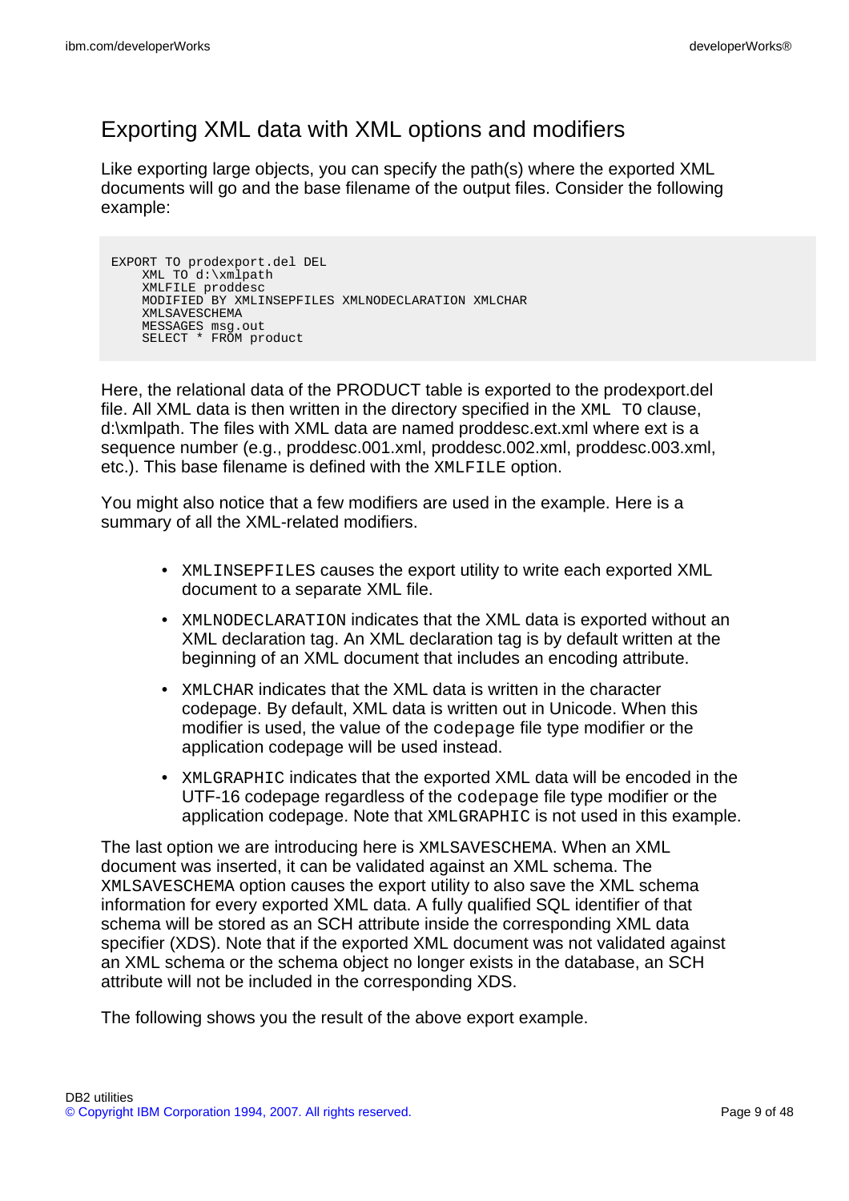## Exporting XML data with XML options and modifiers

Like exporting large objects, you can specify the path(s) where the exported XML documents will go and the base filename of the output files. Consider the following example:

```
EXPORT TO prodexport.del DEL
    XML TO d:\xmlpath
    XMLFILE proddesc
    MODIFIED BY XMLINSEPFILES XMLNODECLARATION XMLCHAR
    XMLSAVESCHEMA
    MESSAGES msg.out
    SELECT * FROM product
```

Here, the relational data of the PRODUCT table is exported to the prodexport.del file. All XML data is then written in the directory specified in the `XML TO` clause, d:\xmlpath. The files with XML data are named proddesc.ext.xml where ext is a sequence number (e.g., proddesc.001.xml, proddesc.002.xml, proddesc.003.xml, etc.). This base filename is defined with the `XMLFILE` option.

You might also notice that a few modifiers are used in the example. Here is a summary of all the XML-related modifiers.

- `XMLINSEPFILES` causes the export utility to write each exported XML document to a separate XML file.
- `XMLNODECLARATION` indicates that the XML data is exported without an XML declaration tag. An XML declaration tag is by default written at the beginning of an XML document that includes an encoding attribute.
- `XMLCHAR` indicates that the XML data is written in the character codepage. By default, XML data is written out in Unicode. When this modifier is used, the value of the `codepage` file type modifier or the application codepage will be used instead.
- `XMLGRAPHIC` indicates that the exported XML data will be encoded in the UTF-16 codepage regardless of the `codepage` file type modifier or the application codepage. Note that `XMLGRAPHIC` is not used in this example.

The last option we are introducing here is `XMLSAVESCHEMA`. When an XML document was inserted, it can be validated against an XML schema. The `XMLSAVESCHEMA` option causes the export utility to also save the XML schema information for every exported XML data. A fully qualified SQL identifier of that schema will be stored as an SCH attribute inside the corresponding XML data specifier (XDS). Note that if the exported XML document was not validated against an XML schema or the schema object no longer exists in the database, an SCH attribute will not be included in the corresponding XDS.

The following shows you the result of the above export example.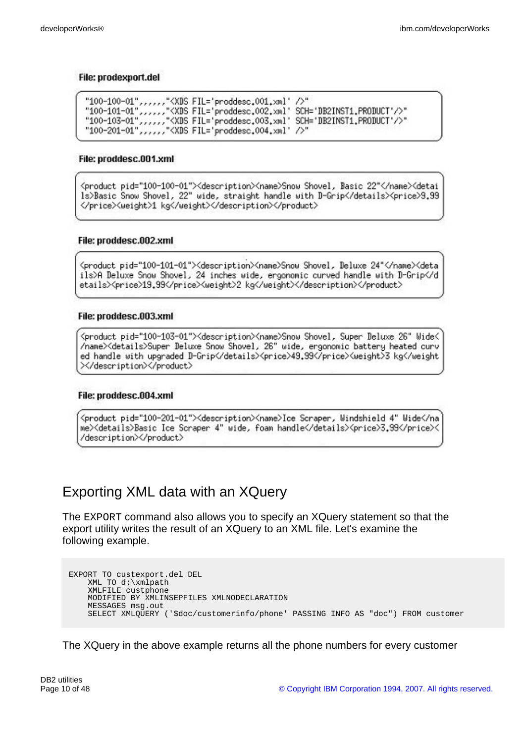**File: prodexport.del**

```
"100-100-01",,,,,,"<XDS FIL='proddesc.001.xml' />"
"100-101-01",,,,,,"<XDS FIL='proddesc.002.xml' SCH='DB2INST1.PRODUCT'/>"
"100-103-01",,,,,,"<XDS FIL='proddesc.003.xml' SCH='DB2INST1.PRODUCT'/>"
"100-201-01",,,,,,"<XDS FIL='proddesc.004.xml' />"
```

**File: proddesc.001.xml**

```
<product pid="100-100-01"><description><name>Snow Shovel, Basic 22"</name><detai
ls>Basic Snow Shovel, 22" wide, straight handle with D-Grip</details><price>9.99
</price><weight>1 kg</weight></description></product>
```

**File: proddesc.002.xml**

```
<product pid="100-101-01"><description><name>Snow Shovel, Deluxe 24"</name><deta
ils>A Deluxe Snow Shovel, 24 inches wide, ergonomic curved handle with D-Grip</d
etails><price>19.99</price><weight>2 kg</weight></description></product>
```

**File: proddesc.003.xml**

```
<product pid="100-103-01"><description><name>Snow Shovel, Super Deluxe 26" Wide<
/name><details>Super Deluxe Snow Shovel, 26" wide, ergonomic battery heated curv
ed handle with upgraded D-Grip</details><price>49.99</price><weight>3 kg</weight
></description></product>
```

**File: proddesc.004.xml**

```
<product pid="100-201-01"><description><name>Ice Scraper, Windshield 4" Wide</na
me><details>Basic Ice Scraper 4" wide, foam handle</details><price>3.99</price><
/description></product>
```

## Exporting XML data with an XQuery

The `EXPORT` command also allows you to specify an XQuery statement so that the export utility writes the result of an XQuery to an XML file. Let's examine the following example.

```
EXPORT TO custexport.del DEL
    XML TO d:\xmlpath
    XMLFILE custphone
    MODIFIED BY XMLINSEPFILES XMLNODECLARATION
    MESSAGES msg.out
    SELECT XMLQUERY ('$doc/customerinfo/phone' PASSING INFO AS "doc") FROM customer
```

The XQuery in the above example returns all the phone numbers for every customer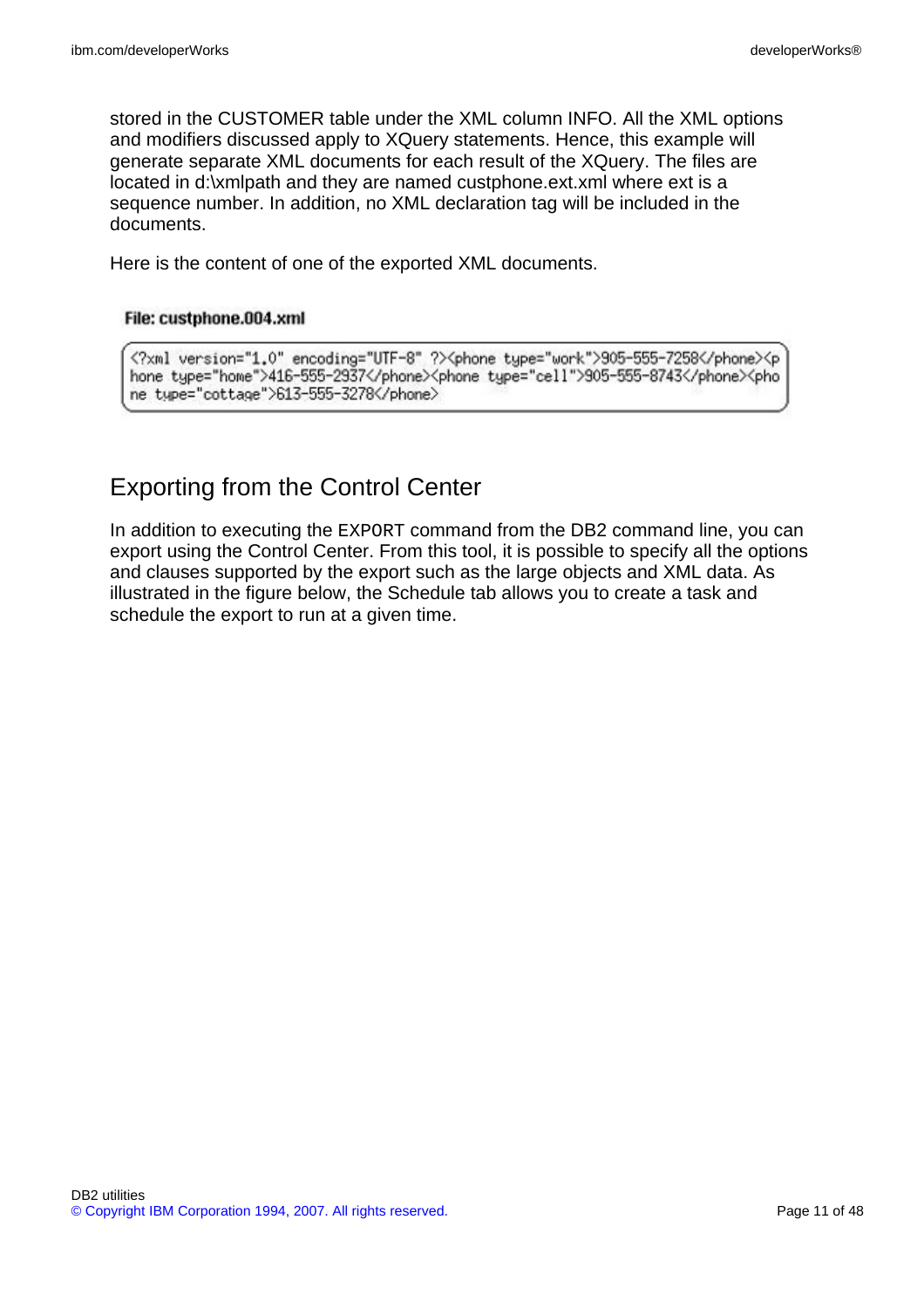stored in the CUSTOMER table under the XML column INFO. All the XML options and modifiers discussed apply to XQuery statements. Hence, this example will generate separate XML documents for each result of the XQuery. The files are located in d:\xmlpath and they are named custphone.ext.xml where ext is a sequence number. In addition, no XML declaration tag will be included in the documents.

Here is the content of one of the exported XML documents.

**File: custphone.004.xml**

```
<?xml version="1.0" encoding="UTF-8" ?><phone type="work">905-555-7258</phone><p
hone type="home">416-555-2937</phone><phone type="cell">905-555-8743</phone><pho
ne type="cottage">613-555-3278</phone>
```

## Exporting from the Control Center

In addition to executing the `EXPORT` command from the DB2 command line, you can export using the Control Center. From this tool, it is possible to specify all the options and clauses supported by the export such as the large objects and XML data. As illustrated in the figure below, the Schedule tab allows you to create a task and schedule the export to run at a given time.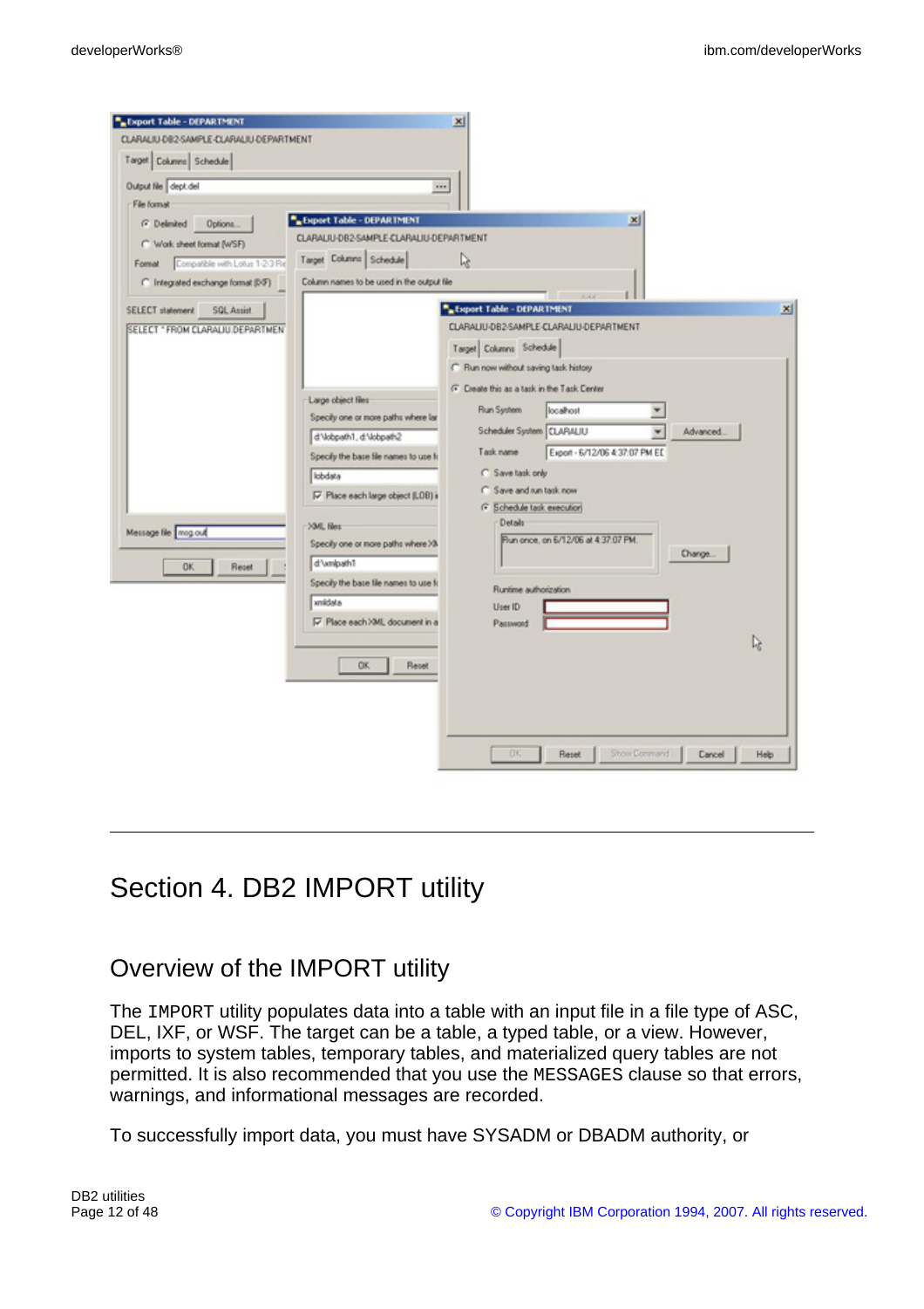## Section 4. DB2 IMPORT utility

### Overview of the IMPORT utility

The IMPORT utility populates data into a table with an input file in a file type of ASC, DEL, IXF, or WSF. The target can be a table, a typed table, or a view. However, imports to system tables, temporary tables, and materialized query tables are not permitted. It is also recommended that you use the MESSAGES clause so that errors, warnings, and informational messages are recorded.

To successfully import data, you must have SYSADM or DBADM authority, or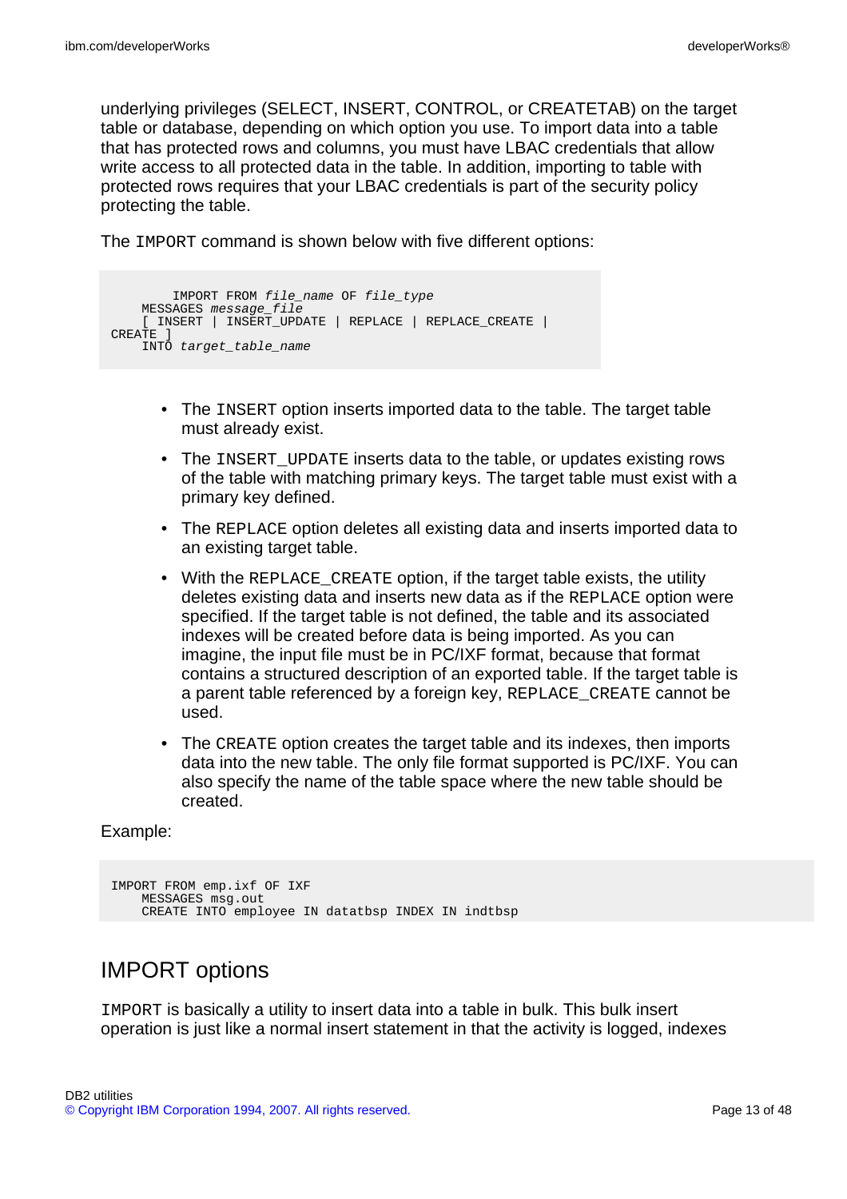underlying privileges (SELECT, INSERT, CONTROL, or CREATETAB) on the target table or database, depending on which option you use. To import data into a table that has protected rows and columns, you must have LBAC credentials that allow write access to all protected data in the table. In addition, importing to table with protected rows requires that your LBAC credentials is part of the security policy protecting the table.

The `IMPORT` command is shown below with five different options:

```
        IMPORT FROM file_name OF file_type
    MESSAGES message_file
    [ INSERT | INSERT_UPDATE | REPLACE | REPLACE_CREATE |
CREATE ]
    INTO target_table_name
```

- The `INSERT` option inserts imported data to the table. The target table must already exist.
- The `INSERT_UPDATE` inserts data to the table, or updates existing rows of the table with matching primary keys. The target table must exist with a primary key defined.
- The `REPLACE` option deletes all existing data and inserts imported data to an existing target table.
- With the `REPLACE_CREATE` option, if the target table exists, the utility deletes existing data and inserts new data as if the `REPLACE` option were specified. If the target table is not defined, the table and its associated indexes will be created before data is being imported. As you can imagine, the input file must be in PC/IXF format, because that format contains a structured description of an exported table. If the target table is a parent table referenced by a foreign key, `REPLACE_CREATE` cannot be used.
- The `CREATE` option creates the target table and its indexes, then imports data into the new table. The only file format supported is PC/IXF. You can also specify the name of the table space where the new table should be created.

Example:

```
IMPORT FROM emp.ixf OF IXF
    MESSAGES msg.out
    CREATE INTO employee IN datatbsp INDEX IN indtbsp
```

## IMPORT options

`IMPORT` is basically a utility to insert data into a table in bulk. This bulk insert operation is just like a normal insert statement in that the activity is logged, indexes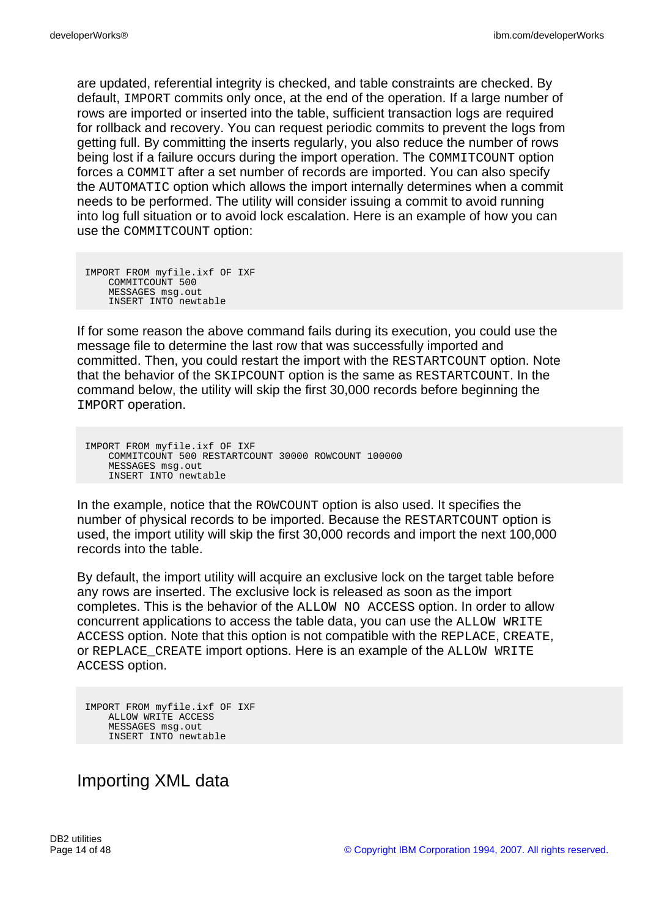are updated, referential integrity is checked, and table constraints are checked. By default, IMPORT commits only once, at the end of the operation. If a large number of rows are imported or inserted into the table, sufficient transaction logs are required for rollback and recovery. You can request periodic commits to prevent the logs from getting full. By committing the inserts regularly, you also reduce the number of rows being lost if a failure occurs during the import operation. The COMMITCOUNT option forces a COMMIT after a set number of records are imported. You can also specify the AUTOMATIC option which allows the import internally determines when a commit needs to be performed. The utility will consider issuing a commit to avoid running into log full situation or to avoid lock escalation. Here is an example of how you can use the COMMITCOUNT option:

```
IMPORT FROM myfile.ixf OF IXF
    COMMITCOUNT 500
    MESSAGES msg.out
    INSERT INTO newtable
```

If for some reason the above command fails during its execution, you could use the message file to determine the last row that was successfully imported and committed. Then, you could restart the import with the RESTARTCOUNT option. Note that the behavior of the SKIPCOUNT option is the same as RESTARTCOUNT. In the command below, the utility will skip the first 30,000 records before beginning the IMPORT operation.

```
IMPORT FROM myfile.ixf OF IXF
    COMMITCOUNT 500 RESTARTCOUNT 30000 ROWCOUNT 100000
    MESSAGES msg.out
    INSERT INTO newtable
```

In the example, notice that the ROWCOUNT option is also used. It specifies the number of physical records to be imported. Because the RESTARTCOUNT option is used, the import utility will skip the first 30,000 records and import the next 100,000 records into the table.

By default, the import utility will acquire an exclusive lock on the target table before any rows are inserted. The exclusive lock is released as soon as the import completes. This is the behavior of the ALLOW NO ACCESS option. In order to allow concurrent applications to access the table data, you can use the ALLOW WRITE ACCESS option. Note that this option is not compatible with the REPLACE, CREATE, or REPLACE_CREATE import options. Here is an example of the ALLOW WRITE ACCESS option.

```
IMPORT FROM myfile.ixf OF IXF
    ALLOW WRITE ACCESS
    MESSAGES msg.out
    INSERT INTO newtable
```

## Importing XML data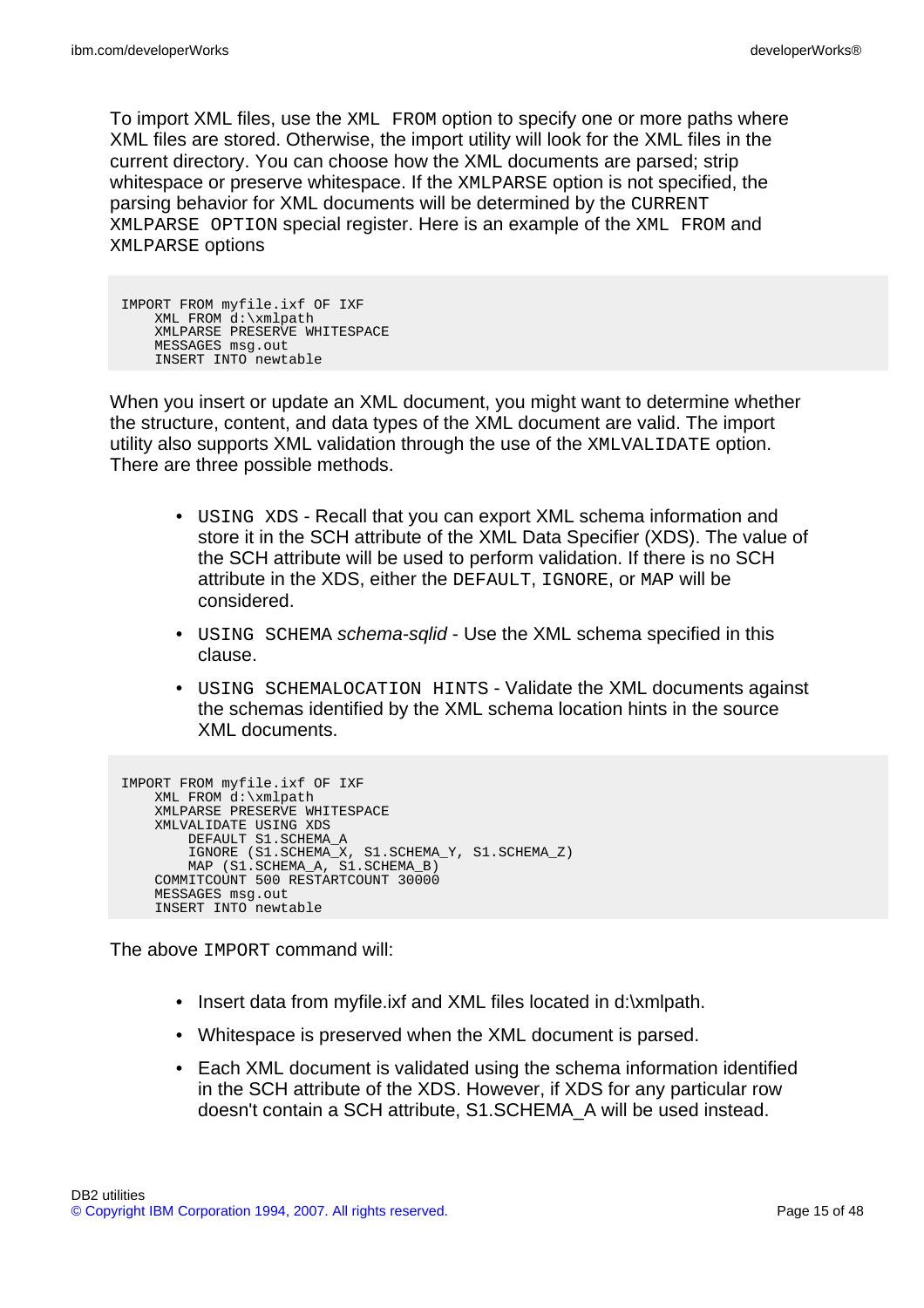To import XML files, use the `XML FROM` option to specify one or more paths where XML files are stored. Otherwise, the import utility will look for the XML files in the current directory. You can choose how the XML documents are parsed; strip whitespace or preserve whitespace. If the `XMLPARSE` option is not specified, the parsing behavior for XML documents will be determined by the `CURRENT XMLPARSE OPTION` special register. Here is an example of the `XML FROM` and `XMLPARSE` options

```
IMPORT FROM myfile.ixf OF IXF
    XML FROM d:\xmlpath
    XMLPARSE PRESERVE WHITESPACE
    MESSAGES msg.out
    INSERT INTO newtable
```

When you insert or update an XML document, you might want to determine whether the structure, content, and data types of the XML document are valid. The import utility also supports XML validation through the use of the `XMLVALIDATE` option. There are three possible methods.

- `USING XDS` - Recall that you can export XML schema information and store it in the SCH attribute of the XML Data Specifier (XDS). The value of the SCH attribute will be used to perform validation. If there is no SCH attribute in the XDS, either the `DEFAULT`, `IGNORE`, or `MAP` will be considered.
- `USING SCHEMA` *schema-sqlid* - Use the XML schema specified in this clause.
- `USING SCHEMALOCATION HINTS` - Validate the XML documents against the schemas identified by the XML schema location hints in the source XML documents.

```
IMPORT FROM myfile.ixf OF IXF
    XML FROM d:\xmlpath
    XMLPARSE PRESERVE WHITESPACE
    XMLVALIDATE USING XDS
        DEFAULT S1.SCHEMA_A
        IGNORE (S1.SCHEMA_X, S1.SCHEMA_Y, S1.SCHEMA_Z)
        MAP (S1.SCHEMA_A, S1.SCHEMA_B)
    COMMITCOUNT 500 RESTARTCOUNT 30000
    MESSAGES msg.out
    INSERT INTO newtable
```

The above `IMPORT` command will:

- Insert data from myfile.ixf and XML files located in d:\xmlpath.
- Whitespace is preserved when the XML document is parsed.
- Each XML document is validated using the schema information identified in the SCH attribute of the XDS. However, if XDS for any particular row doesn't contain a SCH attribute, S1.SCHEMA_A will be used instead.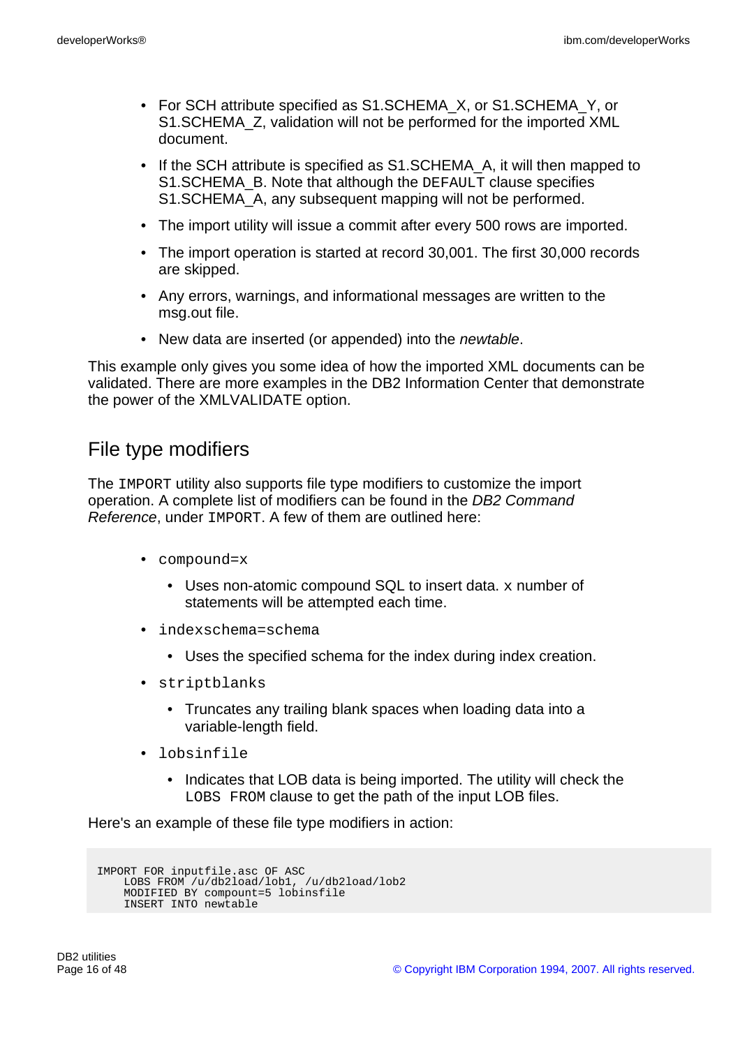- For SCH attribute specified as S1.SCHEMA_X, or S1.SCHEMA_Y, or S1.SCHEMA_Z, validation will not be performed for the imported XML document.
- If the SCH attribute is specified as S1.SCHEMA_A, it will then mapped to S1.SCHEMA_B. Note that although the `DEFAULT` clause specifies S1.SCHEMA_A, any subsequent mapping will not be performed.
- The import utility will issue a commit after every 500 rows are imported.
- The import operation is started at record 30,001. The first 30,000 records are skipped.
- Any errors, warnings, and informational messages are written to the msg.out file.
- New data are inserted (or appended) into the *newtable*.

This example only gives you some idea of how the imported XML documents can be validated. There are more examples in the DB2 Information Center that demonstrate the power of the XMLVALIDATE option.

## File type modifiers

The `IMPORT` utility also supports file type modifiers to customize the import operation. A complete list of modifiers can be found in the *DB2 Command Reference*, under `IMPORT`. A few of them are outlined here:

- `compound=x`
  - Uses non-atomic compound SQL to insert data. `x` number of statements will be attempted each time.
- `indexschema=schema`
  - Uses the specified schema for the index during index creation.
- `striptblanks`
  - Truncates any trailing blank spaces when loading data into a variable-length field.
- `lobsinfile`
  - Indicates that LOB data is being imported. The utility will check the `LOBS FROM` clause to get the path of the input LOB files.

Here's an example of these file type modifiers in action:

```
IMPORT FOR inputfile.asc OF ASC
    LOBS FROM /u/db2load/lob1, /u/db2load/lob2
    MODIFIED BY compount=5 lobinsfile
    INSERT INTO newtable
```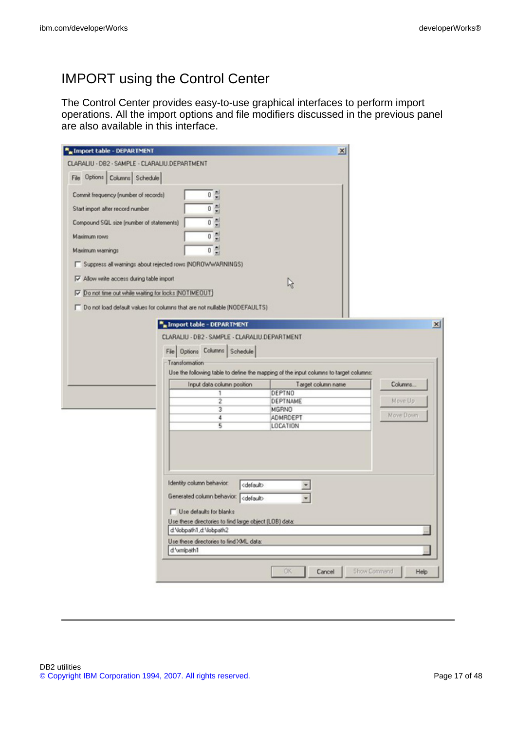# IMPORT using the Control Center

The Control Center provides easy-to-use graphical interfaces to perform import operations. All the import options and file modifiers discussed in the previous panel are also available in this interface.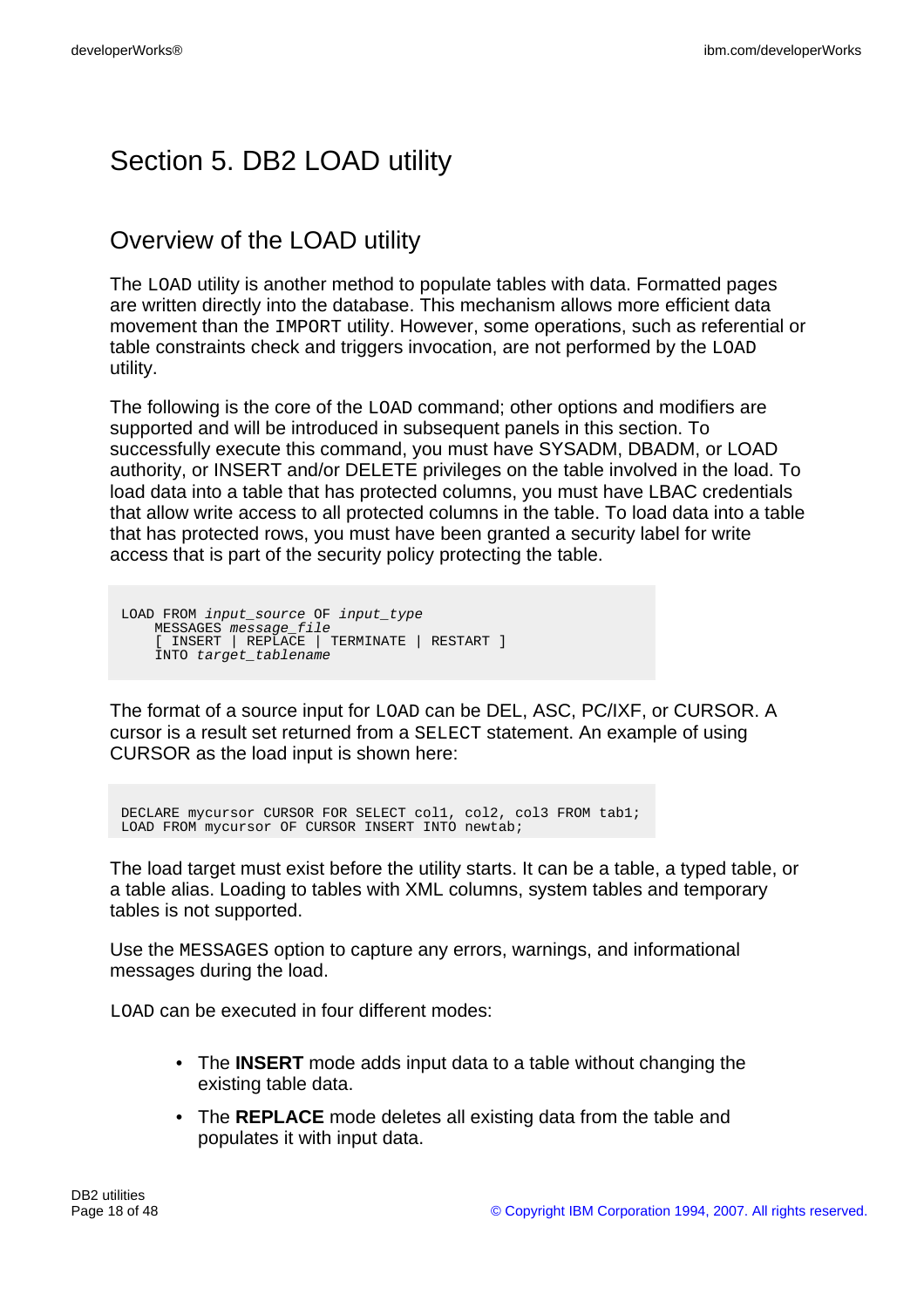# Section 5. DB2 LOAD utility

## Overview of the LOAD utility

The `LOAD` utility is another method to populate tables with data. Formatted pages are written directly into the database. This mechanism allows more efficient data movement than the `IMPORT` utility. However, some operations, such as referential or table constraints check and triggers invocation, are not performed by the `LOAD` utility.

The following is the core of the `LOAD` command; other options and modifiers are supported and will be introduced in subsequent panels in this section. To successfully execute this command, you must have SYSADM, DBADM, or LOAD authority, or INSERT and/or DELETE privileges on the table involved in the load. To load data into a table that has protected columns, you must have LBAC credentials that allow write access to all protected columns in the table. To load data into a table that has protected rows, you must have been granted a security label for write access that is part of the security policy protecting the table.

```
LOAD FROM input_source OF input_type
    MESSAGES message_file
    [ INSERT | REPLACE | TERMINATE | RESTART ]
    INTO target_tablename
```

The format of a source input for `LOAD` can be DEL, ASC, PC/IXF, or CURSOR. A cursor is a result set returned from a `SELECT` statement. An example of using CURSOR as the load input is shown here:

```
DECLARE mycursor CURSOR FOR SELECT col1, col2, col3 FROM tab1;
LOAD FROM mycursor OF CURSOR INSERT INTO newtab;
```

The load target must exist before the utility starts. It can be a table, a typed table, or a table alias. Loading to tables with XML columns, system tables and temporary tables is not supported.

Use the `MESSAGES` option to capture any errors, warnings, and informational messages during the load.

`LOAD` can be executed in four different modes:

- The **INSERT** mode adds input data to a table without changing the existing table data.
- The **REPLACE** mode deletes all existing data from the table and populates it with input data.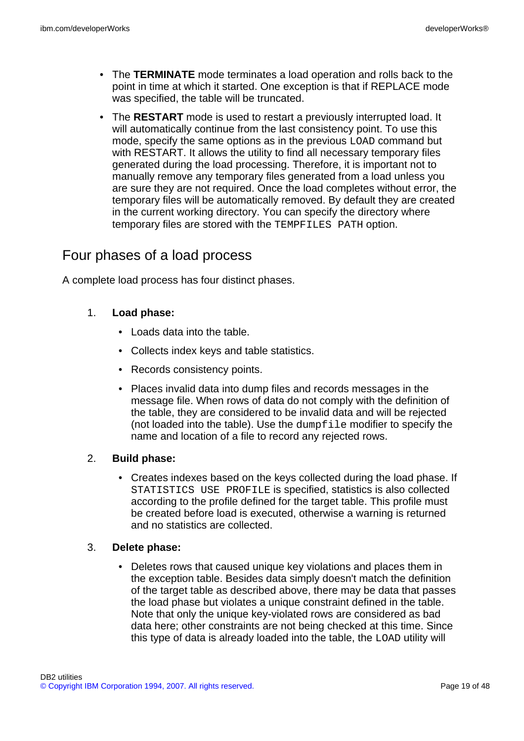- The **TERMINATE** mode terminates a load operation and rolls back to the point in time at which it started. One exception is that if REPLACE mode was specified, the table will be truncated.
- The **RESTART** mode is used to restart a previously interrupted load. It will automatically continue from the last consistency point. To use this mode, specify the same options as in the previous `LOAD` command but with RESTART. It allows the utility to find all necessary temporary files generated during the load processing. Therefore, it is important not to manually remove any temporary files generated from a load unless you are sure they are not required. Once the load completes without error, the temporary files will be automatically removed. By default they are created in the current working directory. You can specify the directory where temporary files are stored with the `TEMPFILES PATH` option.

## Four phases of a load process

A complete load process has four distinct phases.

1. **Load phase:**
    - Loads data into the table.
    - Collects index keys and table statistics.
    - Records consistency points.
    - Places invalid data into dump files and records messages in the message file. When rows of data do not comply with the definition of the table, they are considered to be invalid data and will be rejected (not loaded into the table). Use the `dumpfile` modifier to specify the name and location of a file to record any rejected rows.
2. **Build phase:**
    - Creates indexes based on the keys collected during the load phase. If `STATISTICS USE PROFILE` is specified, statistics is also collected according to the profile defined for the target table. This profile must be created before load is executed, otherwise a warning is returned and no statistics are collected.
3. **Delete phase:**
    - Deletes rows that caused unique key violations and places them in the exception table. Besides data simply doesn't match the definition of the target table as described above, there may be data that passes the load phase but violates a unique constraint defined in the table. Note that only the unique key-violated rows are considered as bad data here; other constraints are not being checked at this time. Since this type of data is already loaded into the table, the `LOAD` utility will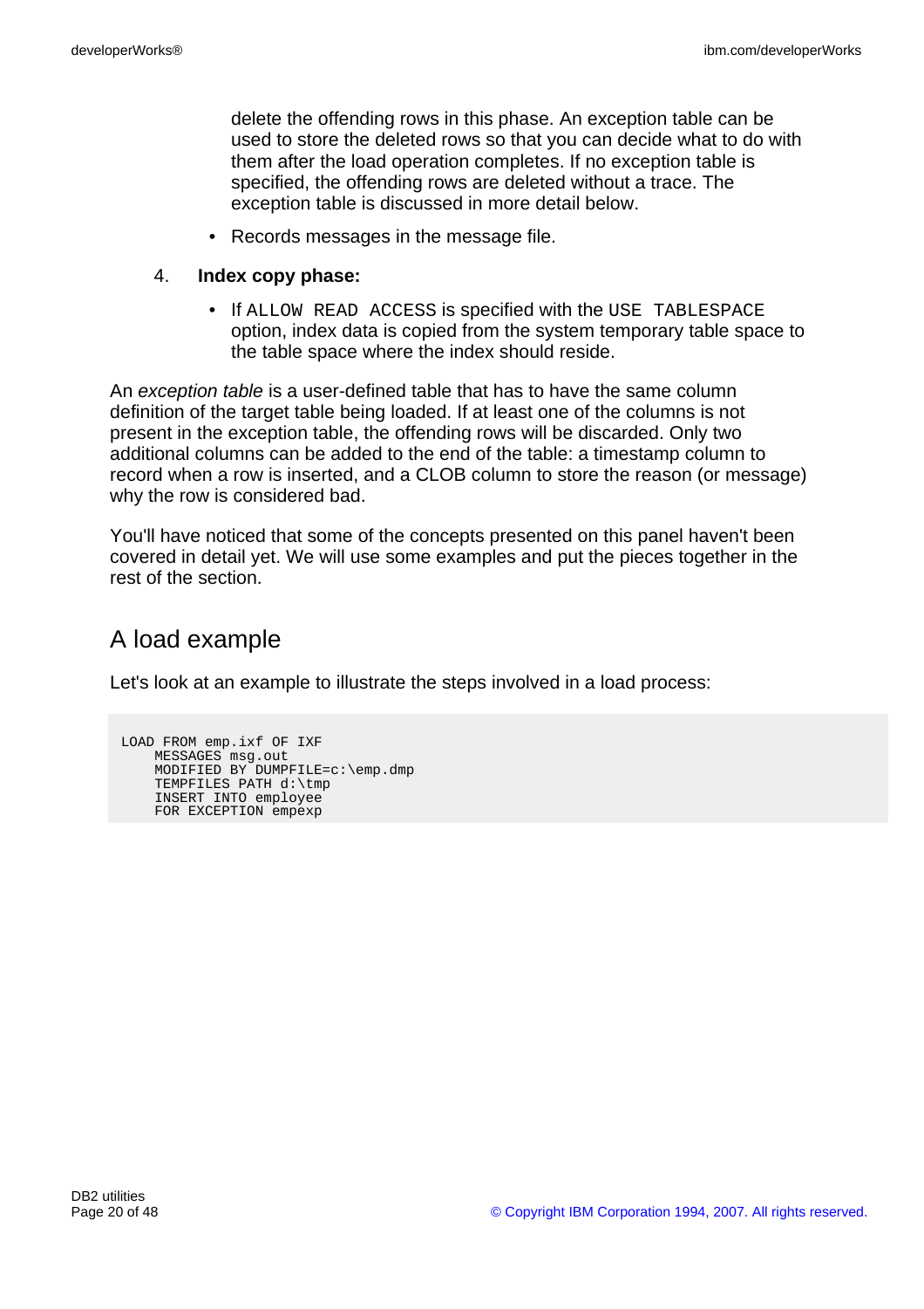delete the offending rows in this phase. An exception table can be used to store the deleted rows so that you can decide what to do with them after the load operation completes. If no exception table is specified, the offending rows are deleted without a trace. The exception table is discussed in more detail below.

- Records messages in the message file.

4. **Index copy phase:**

   - If `ALLOW READ ACCESS` is specified with the `USE TABLESPACE` option, index data is copied from the system temporary table space to the table space where the index should reside.

An *exception table* is a user-defined table that has to have the same column definition of the target table being loaded. If at least one of the columns is not present in the exception table, the offending rows will be discarded. Only two additional columns can be added to the end of the table: a timestamp column to record when a row is inserted, and a CLOB column to store the reason (or message) why the row is considered bad.

You'll have noticed that some of the concepts presented on this panel haven't been covered in detail yet. We will use some examples and put the pieces together in the rest of the section.

## A load example

Let's look at an example to illustrate the steps involved in a load process:

```
LOAD FROM emp.ixf OF IXF
    MESSAGES msg.out
    MODIFIED BY DUMPFILE=c:\emp.dmp
    TEMPFILES PATH d:\tmp
    INSERT INTO employee
    FOR EXCEPTION empexp
```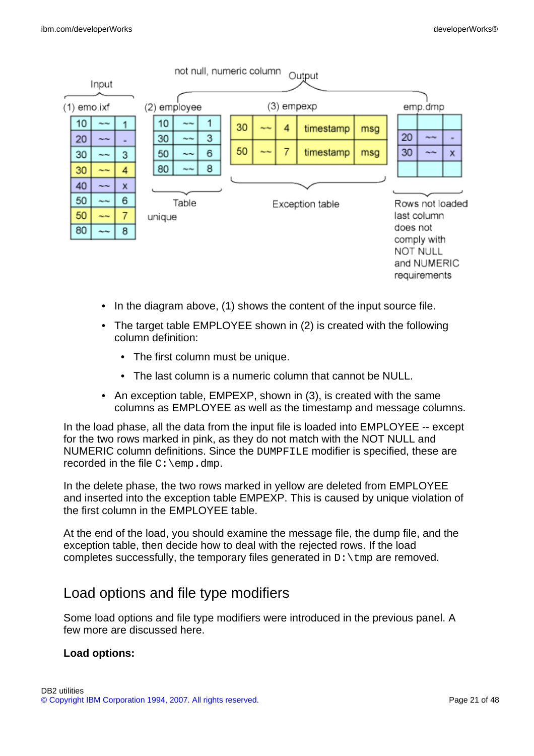Input

(1) emo.ixf

| | | |
|---|---|---|
| 10 | ~~ | 1 |
| 20 | ~~ | - |
| 30 | ~~ | 3 |
| 30 | ~~ | 4 |
| 40 | ~~ | x |
| 50 | ~~ | 6 |
| 50 | ~~ | 7 |
| 80 | ~~ | 8 |

Output

not null, numeric column

(2) employee

| | | |
|---|---|---|
| 10 | ~~ | 1 |
| 30 | ~~ | 3 |
| 50 | ~~ | 6 |
| 80 | ~~ | 8 |

Table

unique

(3) empexp

| | | | | |
|---|---|---|---|---|
| 30 | ~~ | 4 | timestamp | msg |
| 50 | ~~ | 7 | timestamp | msg |

Exception table

emp.dmp

| | | |
|---|---|---|
| | | |
| 20 | ~~ | - |
| 30 | ~~ | x |
| | | |

Rows not loaded last column does not comply with NOT NULL and NUMERIC requirements

- In the diagram above, (1) shows the content of the input source file.
- The target table EMPLOYEE shown in (2) is created with the following column definition:
  - The first column must be unique.
  - The last column is a numeric column that cannot be NULL.
- An exception table, EMPEXP, shown in (3), is created with the same columns as EMPLOYEE as well as the timestamp and message columns.

In the load phase, all the data from the input file is loaded into EMPLOYEE -- except for the two rows marked in pink, as they do not match with the NOT NULL and NUMERIC column definitions. Since the `DUMPFILE` modifier is specified, these are recorded in the file `C:\emp.dmp`.

In the delete phase, the two rows marked in yellow are deleted from EMPLOYEE and inserted into the exception table EMPEXP. This is caused by unique violation of the first column in the EMPLOYEE table.

At the end of the load, you should examine the message file, the dump file, and the exception table, then decide how to deal with the rejected rows. If the load completes successfully, the temporary files generated in `D:\tmp` are removed.

## Load options and file type modifiers

Some load options and file type modifiers were introduced in the previous panel. A few more are discussed here.

**Load options:**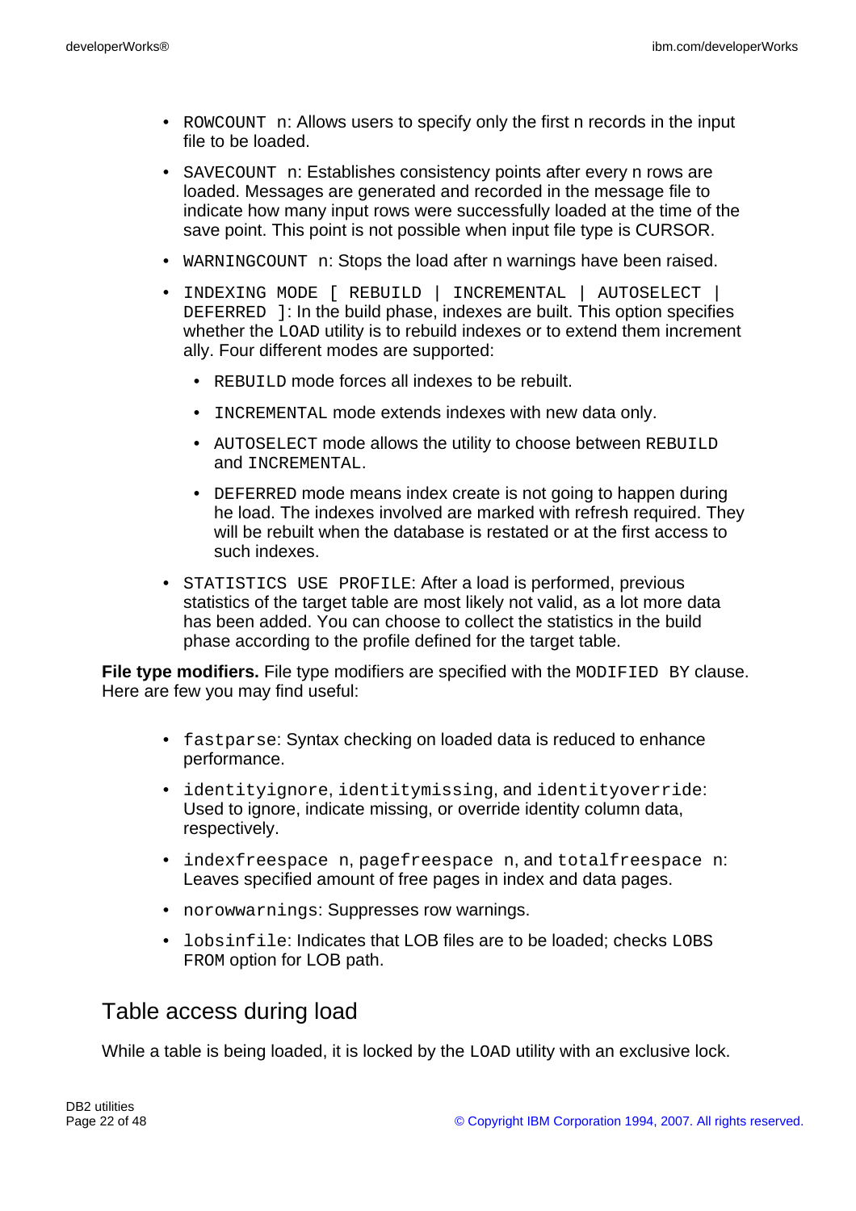- `ROWCOUNT n`: Allows users to specify only the first n records in the input file to be loaded.
- `SAVECOUNT n`: Establishes consistency points after every n rows are loaded. Messages are generated and recorded in the message file to indicate how many input rows were successfully loaded at the time of the save point. This point is not possible when input file type is CURSOR.
- `WARNINGCOUNT n`: Stops the load after n warnings have been raised.
- `INDEXING MODE [ REBUILD | INCREMENTAL | AUTOSELECT | DEFERRED ]`: In the build phase, indexes are built. This option specifies whether the `LOAD` utility is to rebuild indexes or to extend them increment ally. Four different modes are supported:
  - `REBUILD` mode forces all indexes to be rebuilt.
  - `INCREMENTAL` mode extends indexes with new data only.
  - `AUTOSELECT` mode allows the utility to choose between `REBUILD` and `INCREMENTAL`.
  - `DEFERRED` mode means index create is not going to happen during he load. The indexes involved are marked with refresh required. They will be rebuilt when the database is restated or at the first access to such indexes.
- `STATISTICS USE PROFILE`: After a load is performed, previous statistics of the target table are most likely not valid, as a lot more data has been added. You can choose to collect the statistics in the build phase according to the profile defined for the target table.

**File type modifiers.** File type modifiers are specified with the `MODIFIED BY` clause. Here are few you may find useful:

- `fastparse`: Syntax checking on loaded data is reduced to enhance performance.
- `identityignore`, `identitymissing`, and `identityoverride`: Used to ignore, indicate missing, or override identity column data, respectively.
- `indexfreespace n`, `pagefreespace n`, and `totalfreespace n`: Leaves specified amount of free pages in index and data pages.
- `norowwarnings`: Suppresses row warnings.
- `lobsinfile`: Indicates that LOB files are to be loaded; checks `LOBS FROM` option for LOB path.

## Table access during load

While a table is being loaded, it is locked by the `LOAD` utility with an exclusive lock.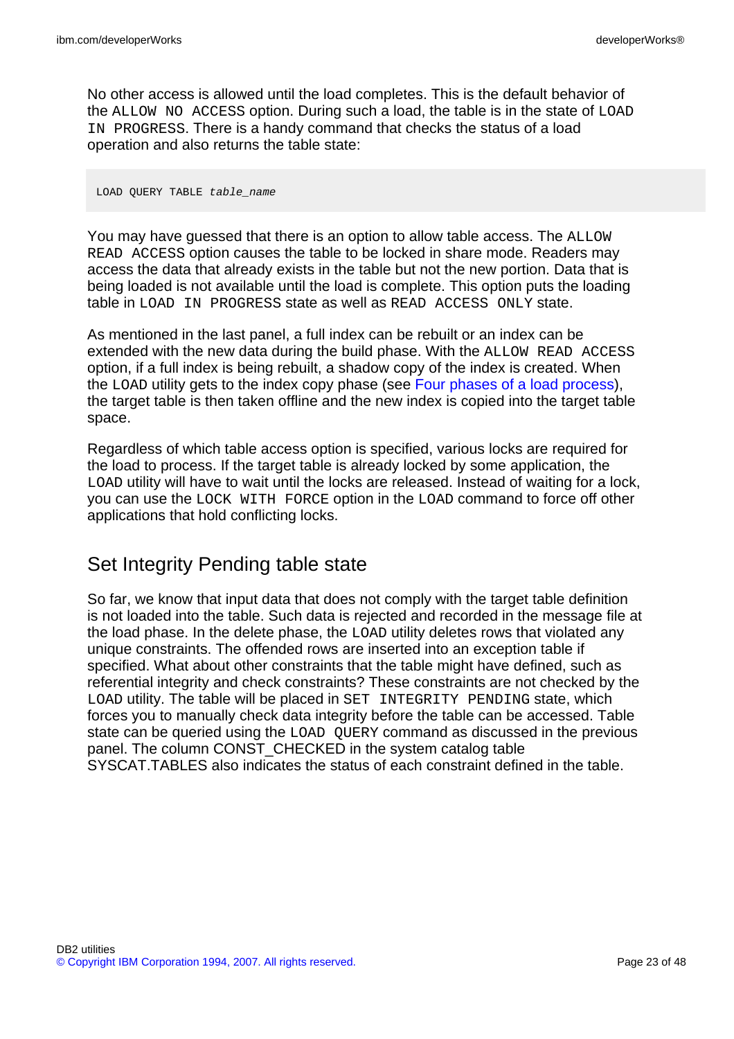No other access is allowed until the load completes. This is the default behavior of the `ALLOW NO ACCESS` option. During such a load, the table is in the state of `LOAD IN PROGRESS`. There is a handy command that checks the status of a load operation and also returns the table state:

```
LOAD QUERY TABLE table_name
```

You may have guessed that there is an option to allow table access. The `ALLOW READ ACCESS` option causes the table to be locked in share mode. Readers may access the data that already exists in the table but not the new portion. Data that is being loaded is not available until the load is complete. This option puts the loading table in `LOAD IN PROGRESS` state as well as `READ ACCESS ONLY` state.

As mentioned in the last panel, a full index can be rebuilt or an index can be extended with the new data during the build phase. With the `ALLOW READ ACCESS` option, if a full index is being rebuilt, a shadow copy of the index is created. When the `LOAD` utility gets to the index copy phase (see Four phases of a load process), the target table is then taken offline and the new index is copied into the target table space.

Regardless of which table access option is specified, various locks are required for the load to process. If the target table is already locked by some application, the `LOAD` utility will have to wait until the locks are released. Instead of waiting for a lock, you can use the `LOCK WITH FORCE` option in the `LOAD` command to force off other applications that hold conflicting locks.

## Set Integrity Pending table state

So far, we know that input data that does not comply with the target table definition is not loaded into the table. Such data is rejected and recorded in the message file at the load phase. In the delete phase, the `LOAD` utility deletes rows that violated any unique constraints. The offended rows are inserted into an exception table if specified. What about other constraints that the table might have defined, such as referential integrity and check constraints? These constraints are not checked by the `LOAD` utility. The table will be placed in `SET INTEGRITY PENDING` state, which forces you to manually check data integrity before the table can be accessed. Table state can be queried using the `LOAD QUERY` command as discussed in the previous panel. The column CONST_CHECKED in the system catalog table SYSCAT.TABLES also indicates the status of each constraint defined in the table.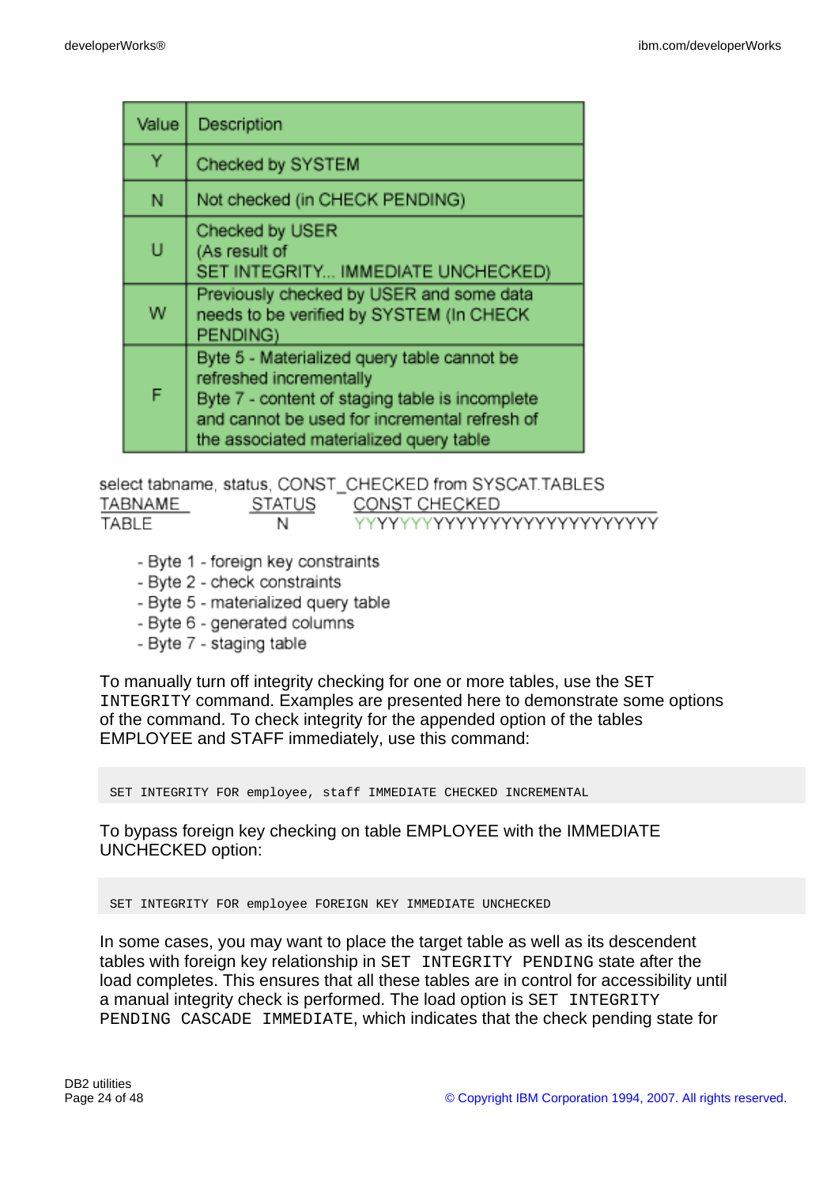| Value | Description |
| --- | --- |
| Y | Checked by SYSTEM |
| N | Not checked (in CHECK PENDING) |
| U | Checked by USER (As result of SET INTEGRITY... IMMEDIATE UNCHECKED) |
| W | Previously checked by USER and some data needs to be verified by SYSTEM (In CHECK PENDING) |
| F | Byte 5 - Materialized query table cannot be refreshed incrementally Byte 7 - content of staging table is incomplete and cannot be used for incremental refresh of the associated materialized query table |

```
select tabname, status, CONST_CHECKED from SYSCAT.TABLES
TABNAME        STATUS     CONST_CHECKED
TABLE            N        YYYYYYYYYYYYYYYYYYYYYYYYYYYYYYYY
```

- Byte 1 - foreign key constraints
- Byte 2 - check constraints
- Byte 5 - materialized query table
- Byte 6 - generated columns
- Byte 7 - staging table

To manually turn off integrity checking for one or more tables, use the `SET INTEGRITY` command. Examples are presented here to demonstrate some options of the command. To check integrity for the appended option of the tables EMPLOYEE and STAFF immediately, use this command:

```
SET INTEGRITY FOR employee, staff IMMEDIATE CHECKED INCREMENTAL
```

To bypass foreign key checking on table EMPLOYEE with the IMMEDIATE UNCHECKED option:

```
SET INTEGRITY FOR employee FOREIGN KEY IMMEDIATE UNCHECKED
```

In some cases, you may want to place the target table as well as its descendent tables with foreign key relationship in `SET INTEGRITY PENDING` state after the load completes. This ensures that all these tables are in control for accessibility until a manual integrity check is performed. The load option is `SET INTEGRITY PENDING CASCADE IMMEDIATE`, which indicates that the check pending state for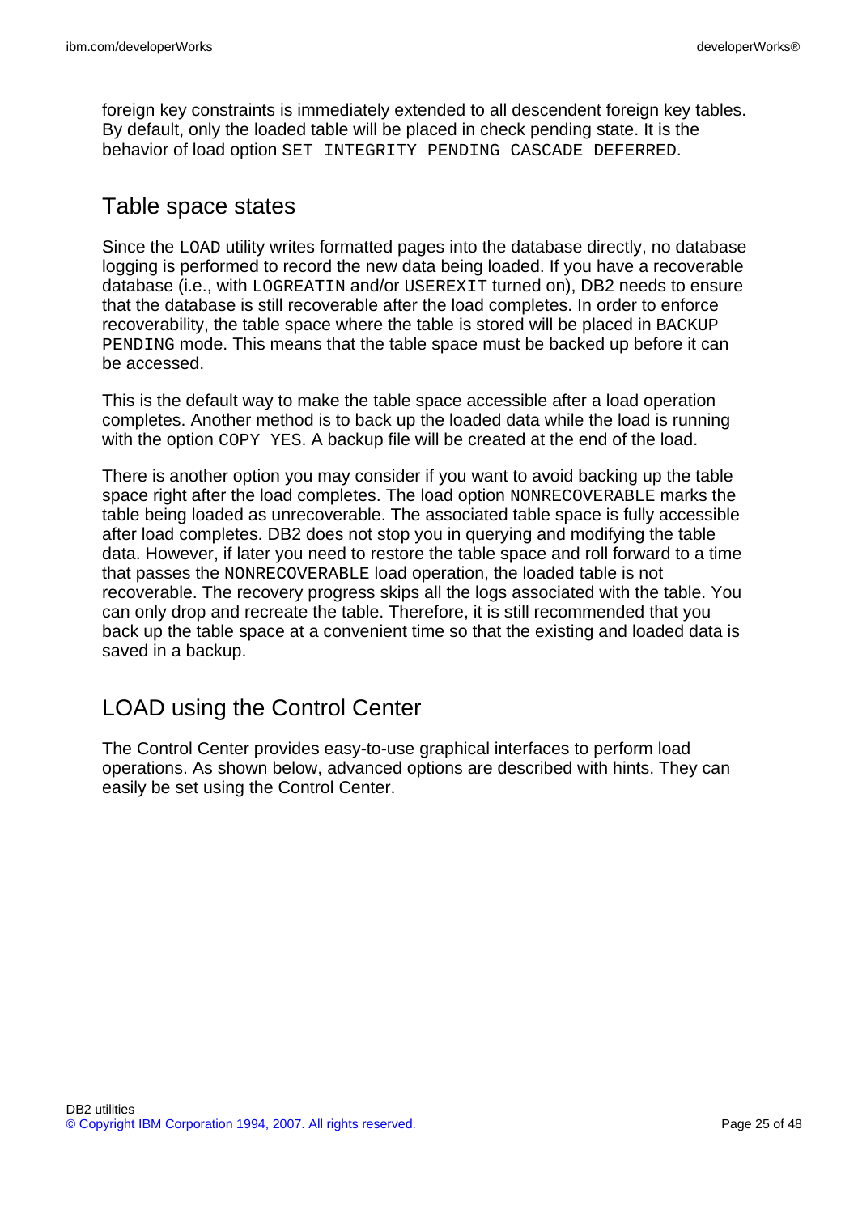foreign key constraints is immediately extended to all descendent foreign key tables. By default, only the loaded table will be placed in check pending state. It is the behavior of load option `SET INTEGRITY PENDING CASCADE DEFERRED`.

## Table space states

Since the `LOAD` utility writes formatted pages into the database directly, no database logging is performed to record the new data being loaded. If you have a recoverable database (i.e., with `LOGREATIN` and/or `USEREXIT` turned on), DB2 needs to ensure that the database is still recoverable after the load completes. In order to enforce recoverability, the table space where the table is stored will be placed in `BACKUP PENDING` mode. This means that the table space must be backed up before it can be accessed.

This is the default way to make the table space accessible after a load operation completes. Another method is to back up the loaded data while the load is running with the option `COPY YES`. A backup file will be created at the end of the load.

There is another option you may consider if you want to avoid backing up the table space right after the load completes. The load option `NONRECOVERABLE` marks the table being loaded as unrecoverable. The associated table space is fully accessible after load completes. DB2 does not stop you in querying and modifying the table data. However, if later you need to restore the table space and roll forward to a time that passes the `NONRECOVERABLE` load operation, the loaded table is not recoverable. The recovery progress skips all the logs associated with the table. You can only drop and recreate the table. Therefore, it is still recommended that you back up the table space at a convenient time so that the existing and loaded data is saved in a backup.

## LOAD using the Control Center

The Control Center provides easy-to-use graphical interfaces to perform load operations. As shown below, advanced options are described with hints. They can easily be set using the Control Center.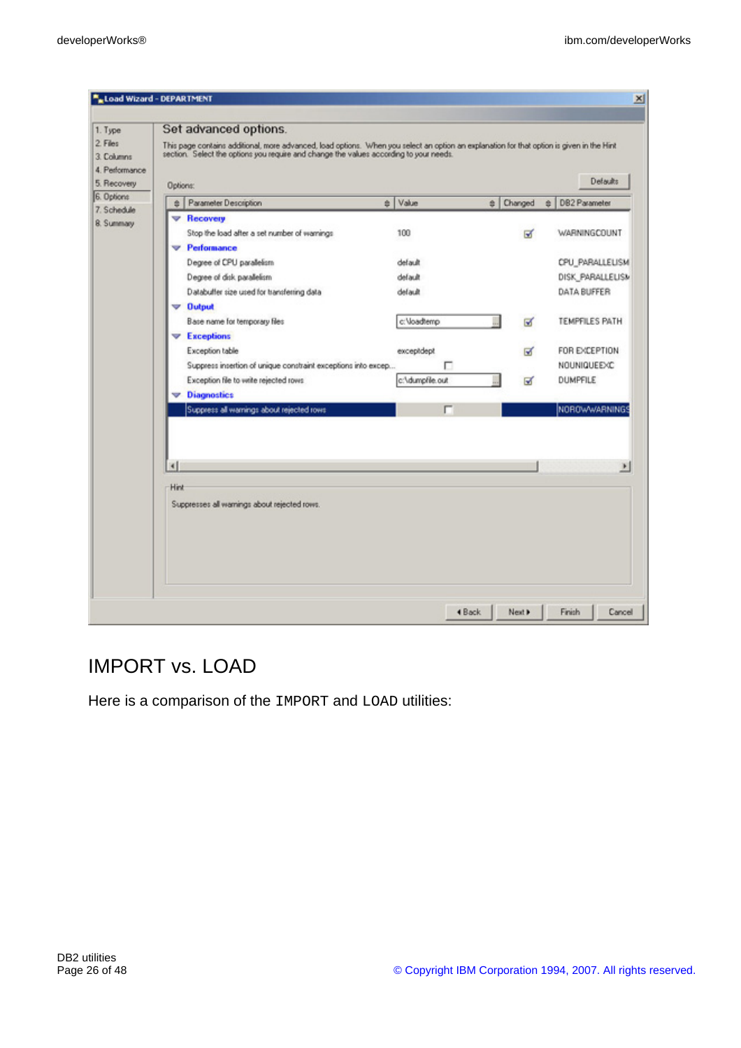## IMPORT vs. LOAD

Here is a comparison of the IMPORT and LOAD utilities: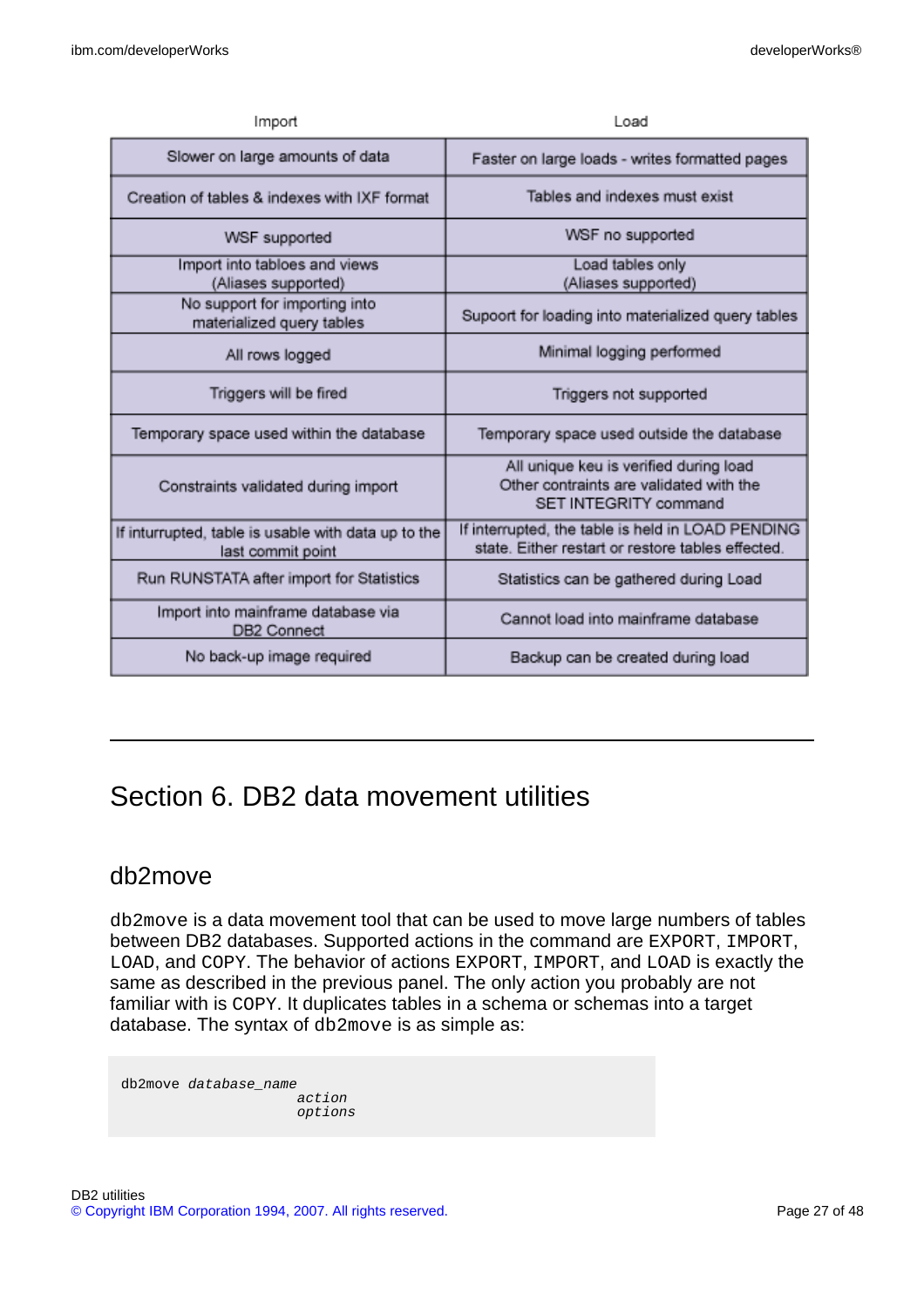| Import | Load |
| --- | --- |
| Slower on large amounts of data | Faster on large loads - writes formatted pages |
| Creation of tables & indexes with IXF format | Tables and indexes must exist |
| WSF supported | WSF no supported |
| Import into tabloes and views (Aliases supported) | Load tables only (Aliases supported) |
| No support for importing into materialized query tables | Supoort for loading into materialized query tables |
| All rows logged | Minimal logging performed |
| Triggers will be fired | Triggers not supported |
| Temporary space used within the database | Temporary space used outside the database |
| Constraints validated during import | All unique keu is verified during load Other contraints are validated with the SET INTEGRITY command |
| If inturrupted, table is usable with data up to the last commit point | If interrupted, the table is held in LOAD PENDING state. Either restart or restore tables effected. |
| Run RUNSTATA after import for Statistics | Statistics can be gathered during Load |
| Import into mainframe database via DB2 Connect | Cannot load into mainframe database |
| No back-up image required | Backup can be created during load |

# Section 6. DB2 data movement utilities

## db2move

`db2move` is a data movement tool that can be used to move large numbers of tables between DB2 databases. Supported actions in the command are `EXPORT`, `IMPORT`, `LOAD`, and `COPY`. The behavior of actions `EXPORT`, `IMPORT`, and `LOAD` is exactly the same as described in the previous panel. The only action you probably are not familiar with is `COPY`. It duplicates tables in a schema or schemas into a target database. The syntax of `db2move` is as simple as:

```
db2move database_name
                      action
                      options
```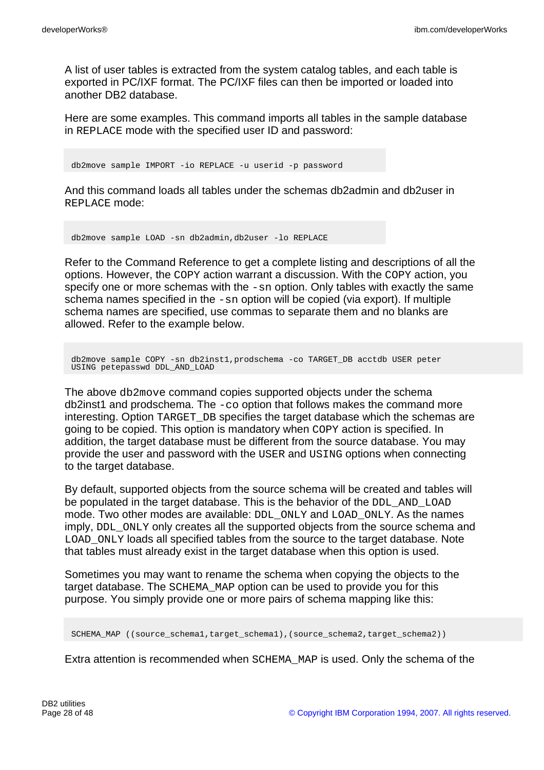A list of user tables is extracted from the system catalog tables, and each table is exported in PC/IXF format. The PC/IXF files can then be imported or loaded into another DB2 database.

Here are some examples. This command imports all tables in the sample database in `REPLACE` mode with the specified user ID and password:

```
db2move sample IMPORT -io REPLACE -u userid -p password
```

And this command loads all tables under the schemas db2admin and db2user in `REPLACE` mode:

```
db2move sample LOAD -sn db2admin,db2user -lo REPLACE
```

Refer to the Command Reference to get a complete listing and descriptions of all the options. However, the `COPY` action warrant a discussion. With the `COPY` action, you specify one or more schemas with the `-sn` option. Only tables with exactly the same schema names specified in the `-sn` option will be copied (via export). If multiple schema names are specified, use commas to separate them and no blanks are allowed. Refer to the example below.

```
db2move sample COPY -sn db2inst1,prodschema -co TARGET_DB acctdb USER peter
USING petepasswd DDL_AND_LOAD
```

The above `db2move` command copies supported objects under the schema db2inst1 and prodschema. The `-co` option that follows makes the command more interesting. Option `TARGET_DB` specifies the target database which the schemas are going to be copied. This option is mandatory when `COPY` action is specified. In addition, the target database must be different from the source database. You may provide the user and password with the `USER` and `USING` options when connecting to the target database.

By default, supported objects from the source schema will be created and tables will be populated in the target database. This is the behavior of the `DDL_AND_LOAD` mode. Two other modes are available: `DDL_ONLY` and `LOAD_ONLY`. As the names imply, `DDL_ONLY` only creates all the supported objects from the source schema and `LOAD_ONLY` loads all specified tables from the source to the target database. Note that tables must already exist in the target database when this option is used.

Sometimes you may want to rename the schema when copying the objects to the target database. The `SCHEMA_MAP` option can be used to provide you for this purpose. You simply provide one or more pairs of schema mapping like this:

```
SCHEMA_MAP ((source_schema1,target_schema1),(source_schema2,target_schema2))
```

Extra attention is recommended when `SCHEMA_MAP` is used. Only the schema of the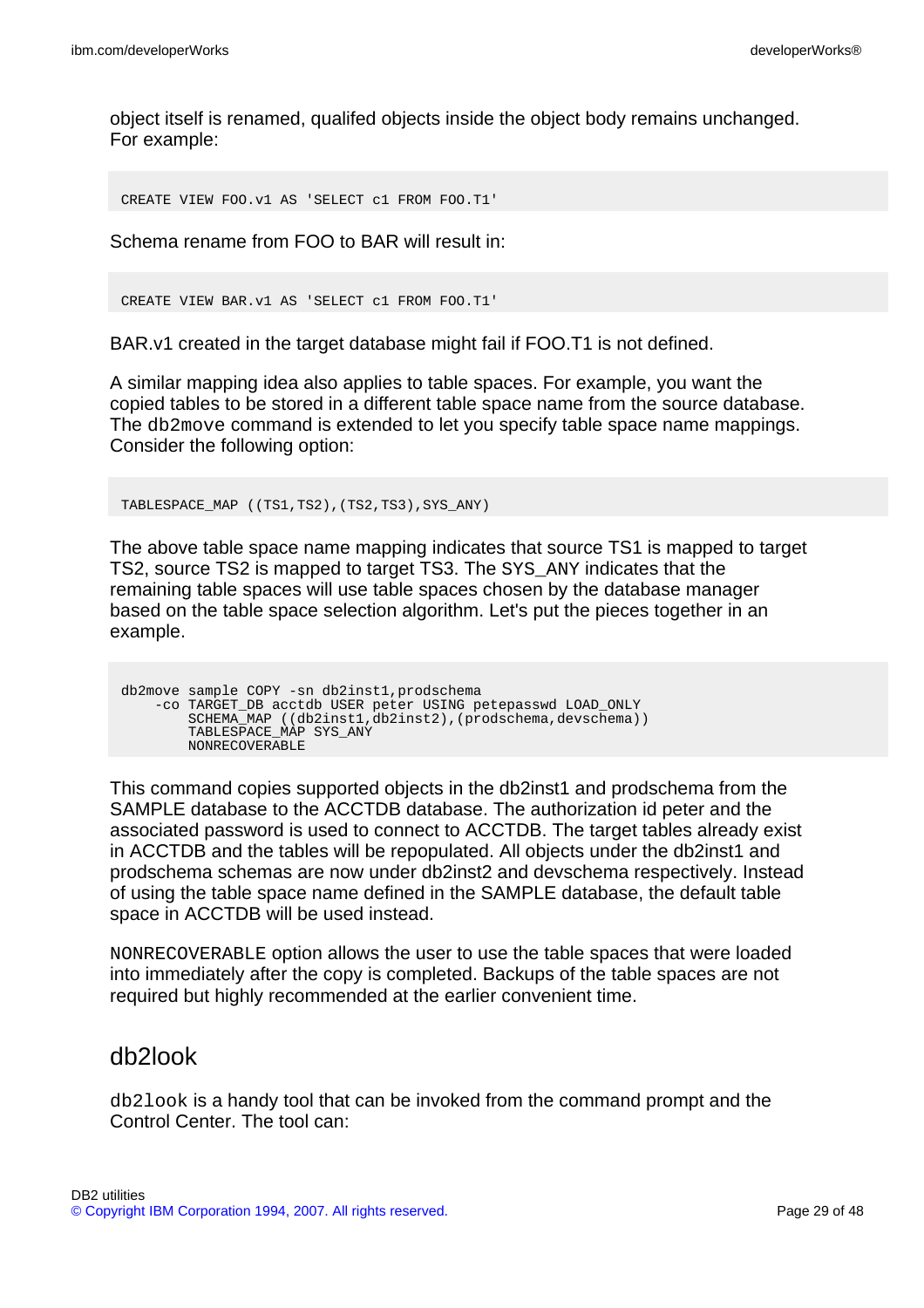object itself is renamed, qualifed objects inside the object body remains unchanged. For example:

```
CREATE VIEW FOO.v1 AS 'SELECT c1 FROM FOO.T1'
```

Schema rename from FOO to BAR will result in:

```
CREATE VIEW BAR.v1 AS 'SELECT c1 FROM FOO.T1'
```

BAR.v1 created in the target database might fail if FOO.T1 is not defined.

A similar mapping idea also applies to table spaces. For example, you want the copied tables to be stored in a different table space name from the source database. The `db2move` command is extended to let you specify table space name mappings. Consider the following option:

```
TABLESPACE_MAP ((TS1,TS2),(TS2,TS3),SYS_ANY)
```

The above table space name mapping indicates that source TS1 is mapped to target TS2, source TS2 is mapped to target TS3. The `SYS_ANY` indicates that the remaining table spaces will use table spaces chosen by the database manager based on the table space selection algorithm. Let's put the pieces together in an example.

```
db2move sample COPY -sn db2inst1,prodschema
    -co TARGET_DB acctdb USER peter USING petepasswd LOAD_ONLY
        SCHEMA_MAP ((db2inst1,db2inst2),(prodschema,devschema))
        TABLESPACE_MAP SYS_ANY
        NONRECOVERABLE
```

This command copies supported objects in the db2inst1 and prodschema from the SAMPLE database to the ACCTDB database. The authorization id peter and the associated password is used to connect to ACCTDB. The target tables already exist in ACCTDB and the tables will be repopulated. All objects under the db2inst1 and prodschema schemas are now under db2inst2 and devschema respectively. Instead of using the table space name defined in the SAMPLE database, the default table space in ACCTDB will be used instead.

`NONRECOVERABLE` option allows the user to use the table spaces that were loaded into immediately after the copy is completed. Backups of the table spaces are not required but highly recommended at the earlier convenient time.

## db2look

`db2look` is a handy tool that can be invoked from the command prompt and the Control Center. The tool can: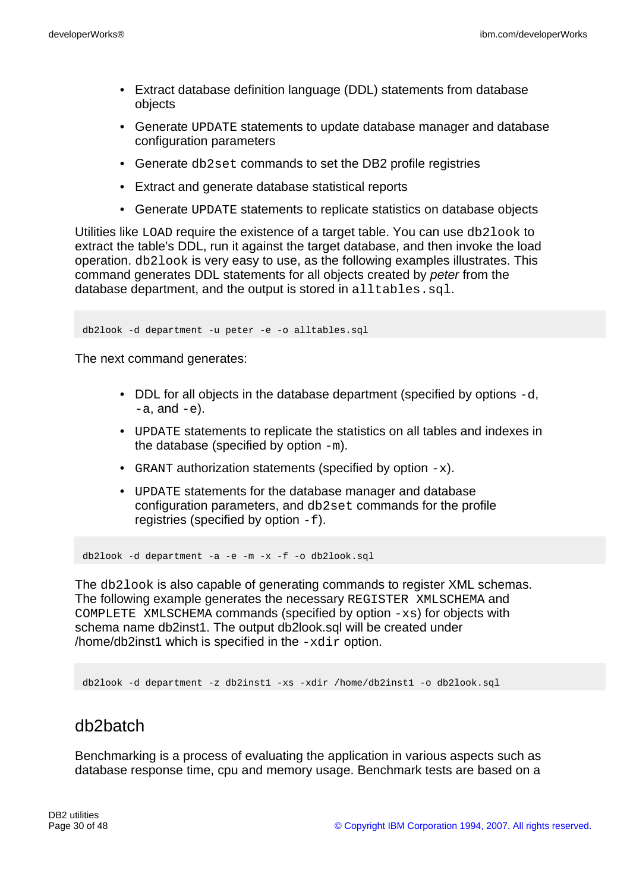- Extract database definition language (DDL) statements from database objects
- Generate `UPDATE` statements to update database manager and database configuration parameters
- Generate `db2set` commands to set the DB2 profile registries
- Extract and generate database statistical reports
- Generate `UPDATE` statements to replicate statistics on database objects

Utilities like `LOAD` require the existence of a target table. You can use `db2look` to extract the table's DDL, run it against the target database, and then invoke the load operation. `db2look` is very easy to use, as the following examples illustrates. This command generates DDL statements for all objects created by *peter* from the database department, and the output is stored in `alltables.sql`.

```
db2look -d department -u peter -e -o alltables.sql
```

The next command generates:

- DDL for all objects in the database department (specified by options `-d`, `-a`, and `-e`).
- `UPDATE` statements to replicate the statistics on all tables and indexes in the database (specified by option `-m`).
- `GRANT` authorization statements (specified by option `-x`).
- `UPDATE` statements for the database manager and database configuration parameters, and `db2set` commands for the profile registries (specified by option `-f`).

```
db2look -d department -a -e -m -x -f -o db2look.sql
```

The `db2look` is also capable of generating commands to register XML schemas. The following example generates the necessary `REGISTER XMLSCHEMA` and `COMPLETE XMLSCHEMA` commands (specified by option `-xs`) for objects with schema name db2inst1. The output db2look.sql will be created under /home/db2inst1 which is specified in the `-xdir` option.

```
db2look -d department -z db2inst1 -xs -xdir /home/db2inst1 -o db2look.sql
```

## db2batch

Benchmarking is a process of evaluating the application in various aspects such as database response time, cpu and memory usage. Benchmark tests are based on a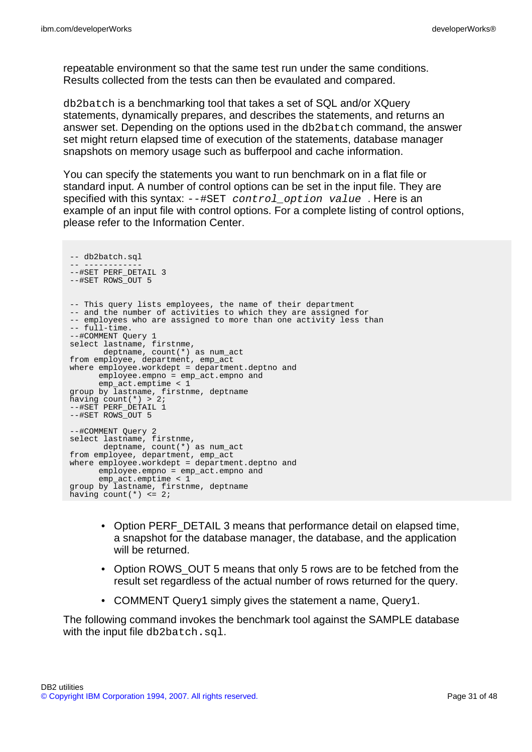repeatable environment so that the same test run under the same conditions. Results collected from the tests can then be evaulated and compared.

`db2batch` is a benchmarking tool that takes a set of SQL and/or XQuery statements, dynamically prepares, and describes the statements, and returns an answer set. Depending on the options used in the `db2batch` command, the answer set might return elapsed time of execution of the statements, database manager snapshots on memory usage such as bufferpool and cache information.

You can specify the statements you want to run benchmark on in a flat file or standard input. A number of control options can be set in the input file. They are specified with this syntax: `--#SET` *`control_option value`* . Here is an example of an input file with control options. For a complete listing of control options, please refer to the Information Center.

```
-- db2batch.sql
-- ------------
--#SET PERF_DETAIL 3
--#SET ROWS_OUT 5


-- This query lists employees, the name of their department
-- and the number of activities to which they are assigned for
-- employees who are assigned to more than one activity less than
-- full-time.
--#COMMENT Query 1
select lastname, firstnme,
       deptname, count(*) as num_act
from employee, department, emp_act
where employee.workdept = department.deptno and
      employee.empno = emp_act.empno and
      emp_act.emptime < 1
group by lastname, firstnme, deptname
having count(*) > 2;
--#SET PERF_DETAIL 1
--#SET ROWS_OUT 5

--#COMMENT Query 2
select lastname, firstnme,
       deptname, count(*) as num_act
from employee, department, emp_act
where employee.workdept = department.deptno and
      employee.empno = emp_act.empno and
      emp_act.emptime < 1
group by lastname, firstnme, deptname
having count(*) <= 2;
```

- Option PERF_DETAIL 3 means that performance detail on elapsed time, a snapshot for the database manager, the database, and the application will be returned.
- Option ROWS_OUT 5 means that only 5 rows are to be fetched from the result set regardless of the actual number of rows returned for the query.
- COMMENT Query1 simply gives the statement a name, Query1.

The following command invokes the benchmark tool against the SAMPLE database with the input file `db2batch.sql`.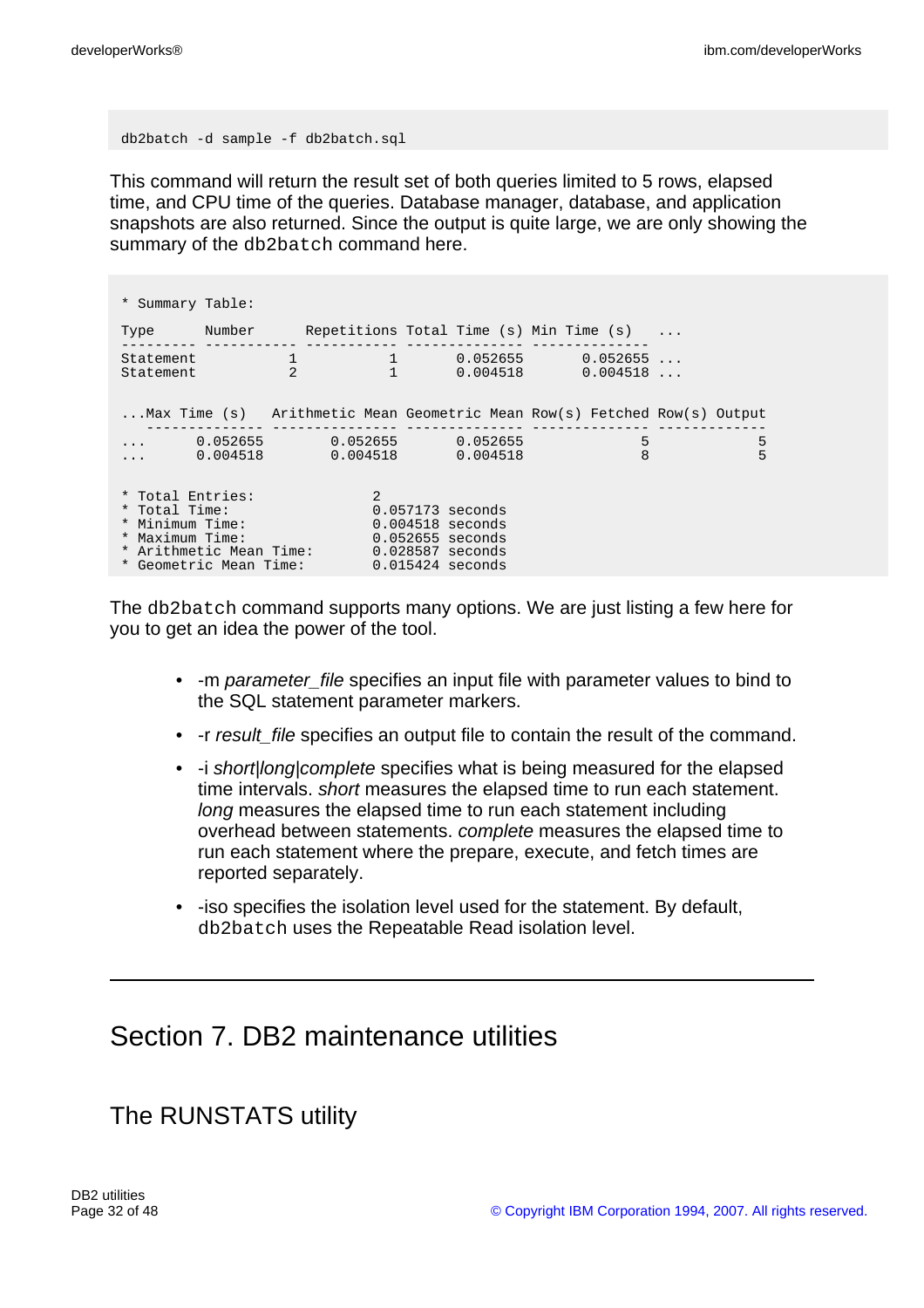```
db2batch -d sample -f db2batch.sql
```

This command will return the result set of both queries limited to 5 rows, elapsed time, and CPU time of the queries. Database manager, database, and application snapshots are also returned. Since the output is quite large, we are only showing the summary of the `db2batch` command here.

```
* Summary Table:

Type      Number      Repetitions Total Time (s) Min Time (s)   ...
--------- ----------- ----------- -------------- --------------
Statement           1           1       0.052655       0.052655 ...
Statement           2           1       0.004518       0.004518 ...


...Max Time (s)   Arithmetic Mean Geometric Mean Row(s) Fetched Row(s) Output
   -------------- -------------- -------------- -------------- -------------
...      0.052655        0.052655       0.052655              5             5
...      0.004518        0.004518       0.004518              8             5


* Total Entries:              2
* Total Time:                 0.057173 seconds
* Minimum Time:               0.004518 seconds
* Maximum Time:               0.052655 seconds
* Arithmetic Mean Time:       0.028587 seconds
* Geometric Mean Time:        0.015424 seconds
```

The `db2batch` command supports many options. We are just listing a few here for you to get an idea the power of the tool.

- -m *parameter_file* specifies an input file with parameter values to bind to the SQL statement parameter markers.
- -r *result_file* specifies an output file to contain the result of the command.
- -i *short|long|complete* specifies what is being measured for the elapsed time intervals. *short* measures the elapsed time to run each statement. *long* measures the elapsed time to run each statement including overhead between statements. *complete* measures the elapsed time to run each statement where the prepare, execute, and fetch times are reported separately.
- -iso specifies the isolation level used for the statement. By default, `db2batch` uses the Repeatable Read isolation level.

# Section 7. DB2 maintenance utilities

## The RUNSTATS utility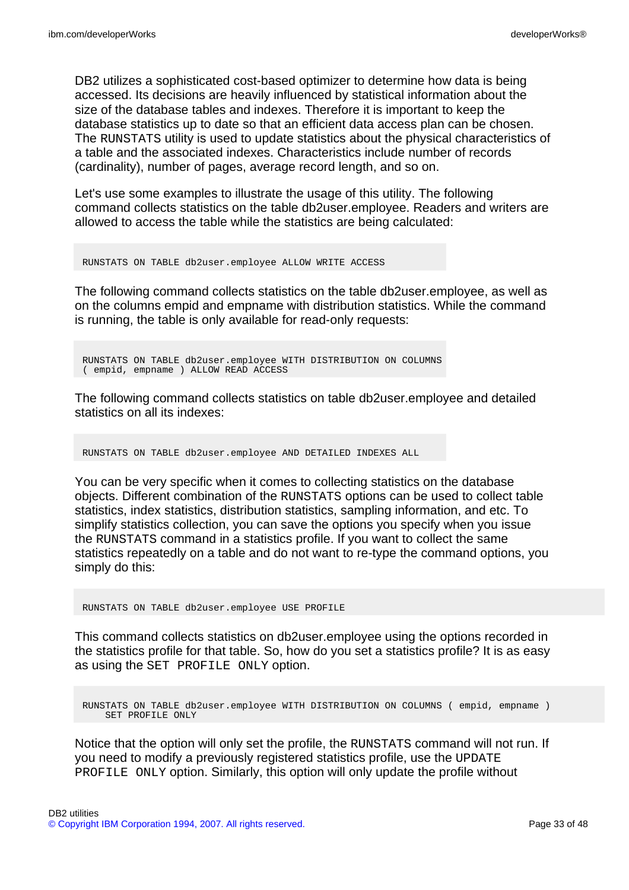DB2 utilizes a sophisticated cost-based optimizer to determine how data is being accessed. Its decisions are heavily influenced by statistical information about the size of the database tables and indexes. Therefore it is important to keep the database statistics up to date so that an efficient data access plan can be chosen. The `RUNSTATS` utility is used to update statistics about the physical characteristics of a table and the associated indexes. Characteristics include number of records (cardinality), number of pages, average record length, and so on.

Let's use some examples to illustrate the usage of this utility. The following command collects statistics on the table db2user.employee. Readers and writers are allowed to access the table while the statistics are being calculated:

```
RUNSTATS ON TABLE db2user.employee ALLOW WRITE ACCESS
```

The following command collects statistics on the table db2user.employee, as well as on the columns empid and empname with distribution statistics. While the command is running, the table is only available for read-only requests:

```
RUNSTATS ON TABLE db2user.employee WITH DISTRIBUTION ON COLUMNS
( empid, empname ) ALLOW READ ACCESS
```

The following command collects statistics on table db2user.employee and detailed statistics on all its indexes:

```
RUNSTATS ON TABLE db2user.employee AND DETAILED INDEXES ALL
```

You can be very specific when it comes to collecting statistics on the database objects. Different combination of the `RUNSTATS` options can be used to collect table statistics, index statistics, distribution statistics, sampling information, and etc. To simplify statistics collection, you can save the options you specify when you issue the `RUNSTATS` command in a statistics profile. If you want to collect the same statistics repeatedly on a table and do not want to re-type the command options, you simply do this:

```
RUNSTATS ON TABLE db2user.employee USE PROFILE
```

This command collects statistics on db2user.employee using the options recorded in the statistics profile for that table. So, how do you set a statistics profile? It is as easy as using the `SET PROFILE ONLY` option.

```
RUNSTATS ON TABLE db2user.employee WITH DISTRIBUTION ON COLUMNS ( empid, empname )
    SET PROFILE ONLY
```

Notice that the option will only set the profile, the `RUNSTATS` command will not run. If you need to modify a previously registered statistics profile, use the `UPDATE PROFILE ONLY` option. Similarly, this option will only update the profile without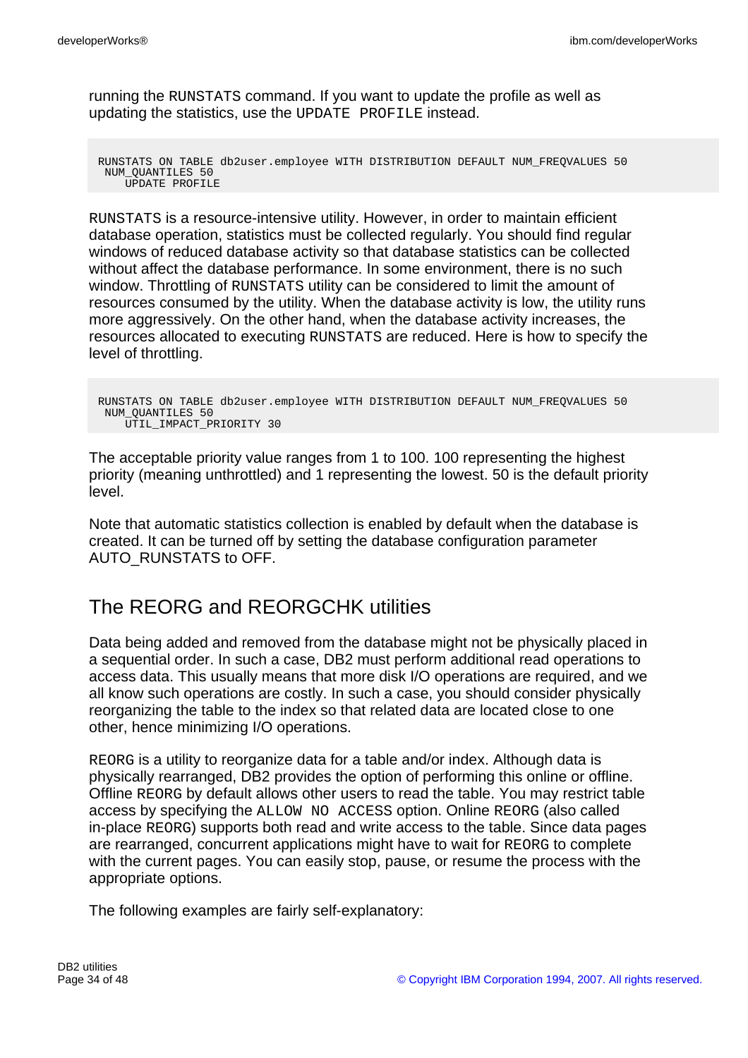running the `RUNSTATS` command. If you want to update the profile as well as updating the statistics, use the `UPDATE PROFILE` instead.

```
RUNSTATS ON TABLE db2user.employee WITH DISTRIBUTION DEFAULT NUM_FREQVALUES 50
 NUM_QUANTILES 50
    UPDATE PROFILE
```

`RUNSTATS` is a resource-intensive utility. However, in order to maintain efficient database operation, statistics must be collected regularly. You should find regular windows of reduced database activity so that database statistics can be collected without affect the database performance. In some environment, there is no such window. Throttling of `RUNSTATS` utility can be considered to limit the amount of resources consumed by the utility. When the database activity is low, the utility runs more aggressively. On the other hand, when the database activity increases, the resources allocated to executing `RUNSTATS` are reduced. Here is how to specify the level of throttling.

```
RUNSTATS ON TABLE db2user.employee WITH DISTRIBUTION DEFAULT NUM_FREQVALUES 50
 NUM_QUANTILES 50
    UTIL_IMPACT_PRIORITY 30
```

The acceptable priority value ranges from 1 to 100. 100 representing the highest priority (meaning unthrottled) and 1 representing the lowest. 50 is the default priority level.

Note that automatic statistics collection is enabled by default when the database is created. It can be turned off by setting the database configuration parameter AUTO_RUNSTATS to OFF.

## The REORG and REORGCHK utilities

Data being added and removed from the database might not be physically placed in a sequential order. In such a case, DB2 must perform additional read operations to access data. This usually means that more disk I/O operations are required, and we all know such operations are costly. In such a case, you should consider physically reorganizing the table to the index so that related data are located close to one other, hence minimizing I/O operations.

`REORG` is a utility to reorganize data for a table and/or index. Although data is physically rearranged, DB2 provides the option of performing this online or offline. Offline `REORG` by default allows other users to read the table. You may restrict table access by specifying the `ALLOW NO ACCESS` option. Online `REORG` (also called in-place `REORG`) supports both read and write access to the table. Since data pages are rearranged, concurrent applications might have to wait for `REORG` to complete with the current pages. You can easily stop, pause, or resume the process with the appropriate options.

The following examples are fairly self-explanatory: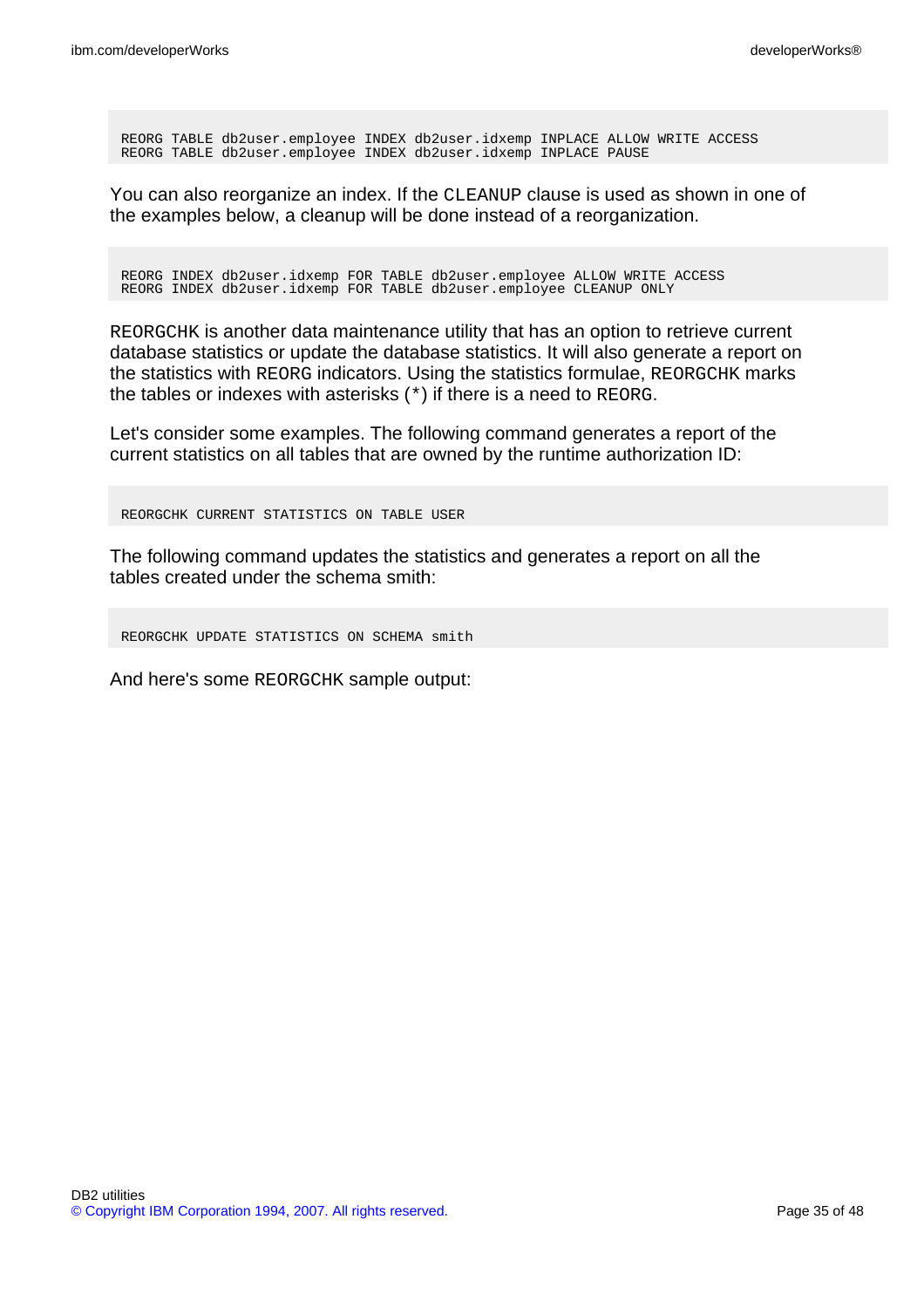```
REORG TABLE db2user.employee INDEX db2user.idxemp INPLACE ALLOW WRITE ACCESS
REORG TABLE db2user.employee INDEX db2user.idxemp INPLACE PAUSE
```

You can also reorganize an index. If the `CLEANUP` clause is used as shown in one of the examples below, a cleanup will be done instead of a reorganization.

```
REORG INDEX db2user.idxemp FOR TABLE db2user.employee ALLOW WRITE ACCESS
REORG INDEX db2user.idxemp FOR TABLE db2user.employee CLEANUP ONLY
```

`REORGCHK` is another data maintenance utility that has an option to retrieve current database statistics or update the database statistics. It will also generate a report on the statistics with `REORG` indicators. Using the statistics formulae, `REORGCHK` marks the tables or indexes with asterisks (`*`) if there is a need to `REORG`.

Let's consider some examples. The following command generates a report of the current statistics on all tables that are owned by the runtime authorization ID:

```
REORGCHK CURRENT STATISTICS ON TABLE USER
```

The following command updates the statistics and generates a report on all the tables created under the schema smith:

```
REORGCHK UPDATE STATISTICS ON SCHEMA smith
```

And here's some `REORGCHK` sample output: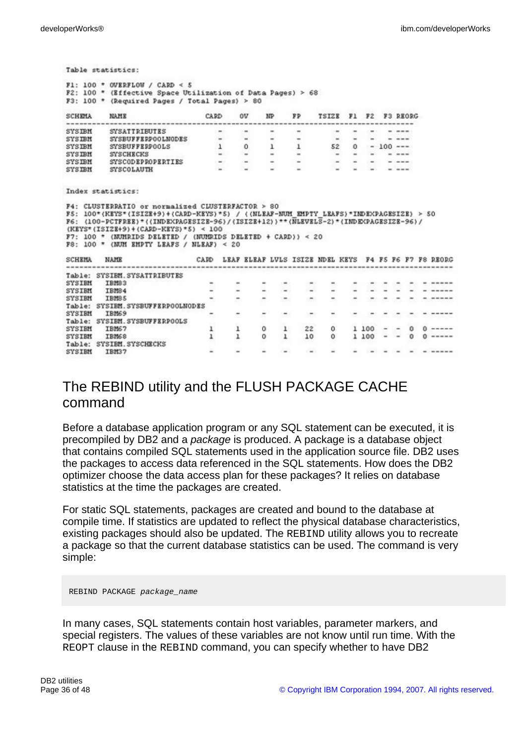```
Table statistics:

F1: 100 * OVERFLOW / CARD < 5
F2: 100 * (Effective Space Utilization of Data Pages) > 68
F3: 100 * (Required Pages / Total Pages) > 80

SCHEMA    NAME                     CARD    OV    NP    FP    TSIZE  F1  F2   F3 REORG
-----------------------------------------------------------------------------------
SYSIBM    SYSATTRIBUTES               -     -     -     -        -   -   -    - ---
SYSIBM    SYSBUFFERPOOLNODES          -     -     -     -        -   -   -    - ---
SYSIBM    SYSBUFFERPOOLS              1     0     1     1       52   0   -  100 ---
SYSIBM    SYSCHECKS                   -     -     -     -        -   -   -    - ---
SYSIBM    SYSCODEPROPERTIES           -     -     -     -        -   -   -    - ---
SYSIBM    SYSCOLAUTH                  -     -     -     -        -   -   -    - ---

Index statistics:

F4: CLUSTERRATIO or normalized CLUSTERFACTOR > 80
F5: 100*(KEYS*(ISIZE+9)+(CARD-KEYS)*5) / ((NLEAF-NUM_EMPTY_LEAFS)*INDEXPAGESIZE) > 50
F6: (100-PCTFREE)*((INDEXPAGESIZE-96)/(ISIZE+12))**(NLEVELS-2)*(INDEXPAGESIZE-96)/
(KEYS*(ISIZE+9)+(CARD-KEYS)*5) < 100
F7: 100 * (NUMRIDS DELETED / (NUMRIDS DELETED + CARD)) < 20
F8: 100 * (NUM EMPTY LEAFS / NLEAF) < 20

SCHEMA   NAME                   CARD  LEAF ELEAF LVLS ISIZE NDEL KEYS  F4 F5 F6 F7 F8 REORG
------------------------------------------------------------------------------------------
Table: SYSIBM.SYSATTRIBUTES
SYSIBM   IBM83                     -     -     -    -     -    -    -   -  -  -  -  - -----
SYSIBM   IBM84                     -     -     -    -     -    -    -   -  -  -  -  - -----
SYSIBM   IBM85                     -     -     -    -     -    -    -   -  -  -  -  - -----
Table: SYSIBM.SYSBUFFERPOOLNODES
SYSIBM   IBM69                     -     -     -    -     -    -    -   -  -  -  -  - -----
Table: SYSIBM.SYSBUFFERPOOLS
SYSIBM   IBM67                     1     1     0    1    22    0    1 100  -  -  0  0 -----
SYSIBM   IBM68                     1     1     0    1    10    0    1 100  -  -  0  0 -----
Table: SYSIBM.SYSCHECKS
SYSIBM   IBM37                     -     -     -    -     -    -    -   -  -  -  -  - -----
```

## The REBIND utility and the FLUSH PACKAGE CACHE command

Before a database application program or any SQL statement can be executed, it is precompiled by DB2 and a *package* is produced. A package is a database object that contains compiled SQL statements used in the application source file. DB2 uses the packages to access data referenced in the SQL statements. How does the DB2 optimizer choose the data access plan for these packages? It relies on database statistics at the time the packages are created.

For static SQL statements, packages are created and bound to the database at compile time. If statistics are updated to reflect the physical database characteristics, existing packages should also be updated. The `REBIND` utility allows you to recreate a package so that the current database statistics can be used. The command is very simple:

```
REBIND PACKAGE package_name
```

In many cases, SQL statements contain host variables, parameter markers, and special registers. The values of these variables are not know until run time. With the `REOPT` clause in the `REBIND` command, you can specify whether to have DB2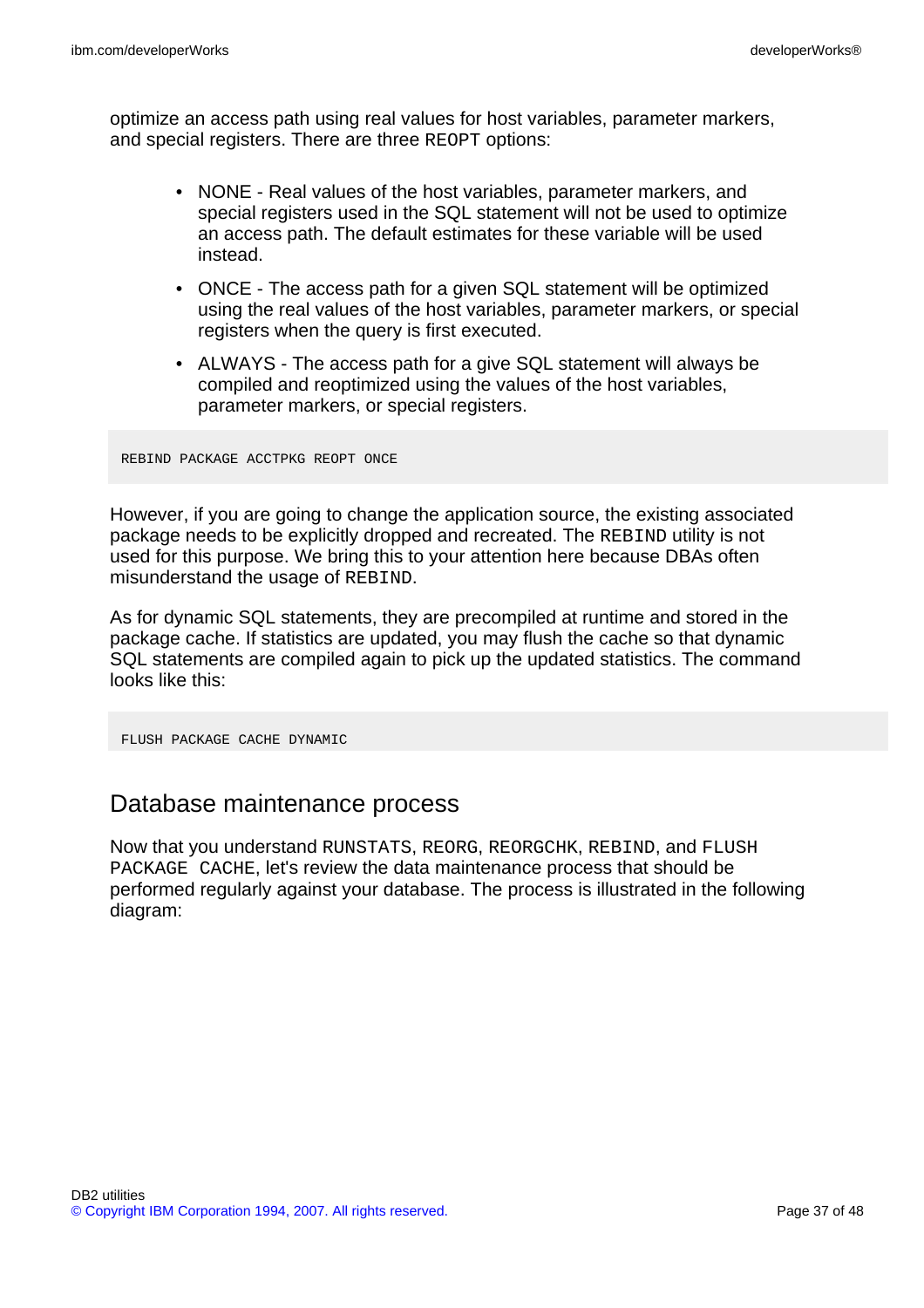optimize an access path using real values for host variables, parameter markers, and special registers. There are three `REOPT` options:

- NONE - Real values of the host variables, parameter markers, and special registers used in the SQL statement will not be used to optimize an access path. The default estimates for these variable will be used instead.
- ONCE - The access path for a given SQL statement will be optimized using the real values of the host variables, parameter markers, or special registers when the query is first executed.
- ALWAYS - The access path for a give SQL statement will always be compiled and reoptimized using the values of the host variables, parameter markers, or special registers.

```
REBIND PACKAGE ACCTPKG REOPT ONCE
```

However, if you are going to change the application source, the existing associated package needs to be explicitly dropped and recreated. The `REBIND` utility is not used for this purpose. We bring this to your attention here because DBAs often misunderstand the usage of `REBIND`.

As for dynamic SQL statements, they are precompiled at runtime and stored in the package cache. If statistics are updated, you may flush the cache so that dynamic SQL statements are compiled again to pick up the updated statistics. The command looks like this:

```
FLUSH PACKAGE CACHE DYNAMIC
```

## Database maintenance process

Now that you understand `RUNSTATS`, `REORG`, `REORGCHK`, `REBIND`, and `FLUSH PACKAGE CACHE`, let's review the data maintenance process that should be performed regularly against your database. The process is illustrated in the following diagram: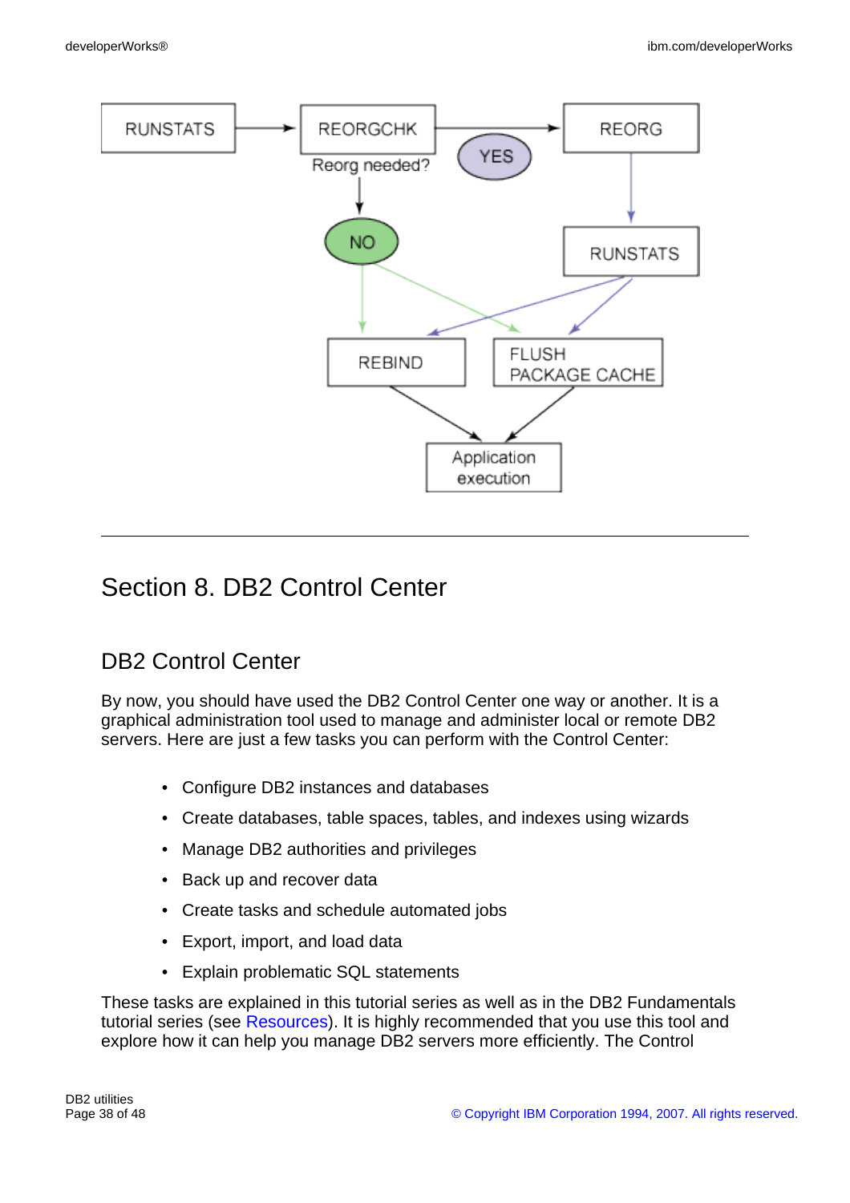RUNSTATS

REORGCHK

Reorg needed?

YES

REORG

NO

RUNSTATS

REBIND

FLUSH PACKAGE CACHE

Application execution

# Section 8. DB2 Control Center

## DB2 Control Center

By now, you should have used the DB2 Control Center one way or another. It is a graphical administration tool used to manage and administer local or remote DB2 servers. Here are just a few tasks you can perform with the Control Center:

- Configure DB2 instances and databases
- Create databases, table spaces, tables, and indexes using wizards
- Manage DB2 authorities and privileges
- Back up and recover data
- Create tasks and schedule automated jobs
- Export, import, and load data
- Explain problematic SQL statements

These tasks are explained in this tutorial series as well as in the DB2 Fundamentals tutorial series (see Resources). It is highly recommended that you use this tool and explore how it can help you manage DB2 servers more efficiently. The Control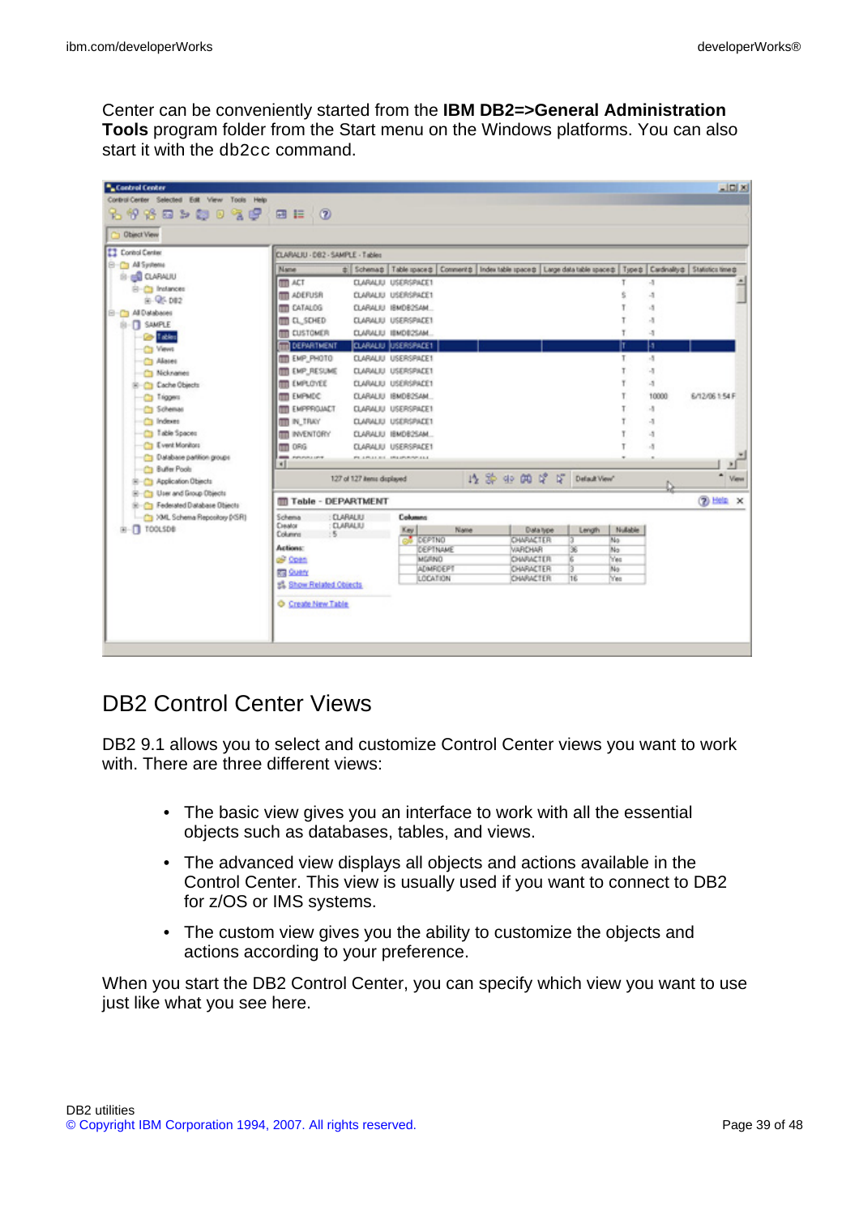Center can be conveniently started from the **IBM DB2=>General Administration Tools** program folder from the Start menu on the Windows platforms. You can also start it with the db2cc command.

## DB2 Control Center Views

DB2 9.1 allows you to select and customize Control Center views you want to work with. There are three different views:

- The basic view gives you an interface to work with all the essential objects such as databases, tables, and views.
- The advanced view displays all objects and actions available in the Control Center. This view is usually used if you want to connect to DB2 for z/OS or IMS systems.
- The custom view gives you the ability to customize the objects and actions according to your preference.

When you start the DB2 Control Center, you can specify which view you want to use just like what you see here.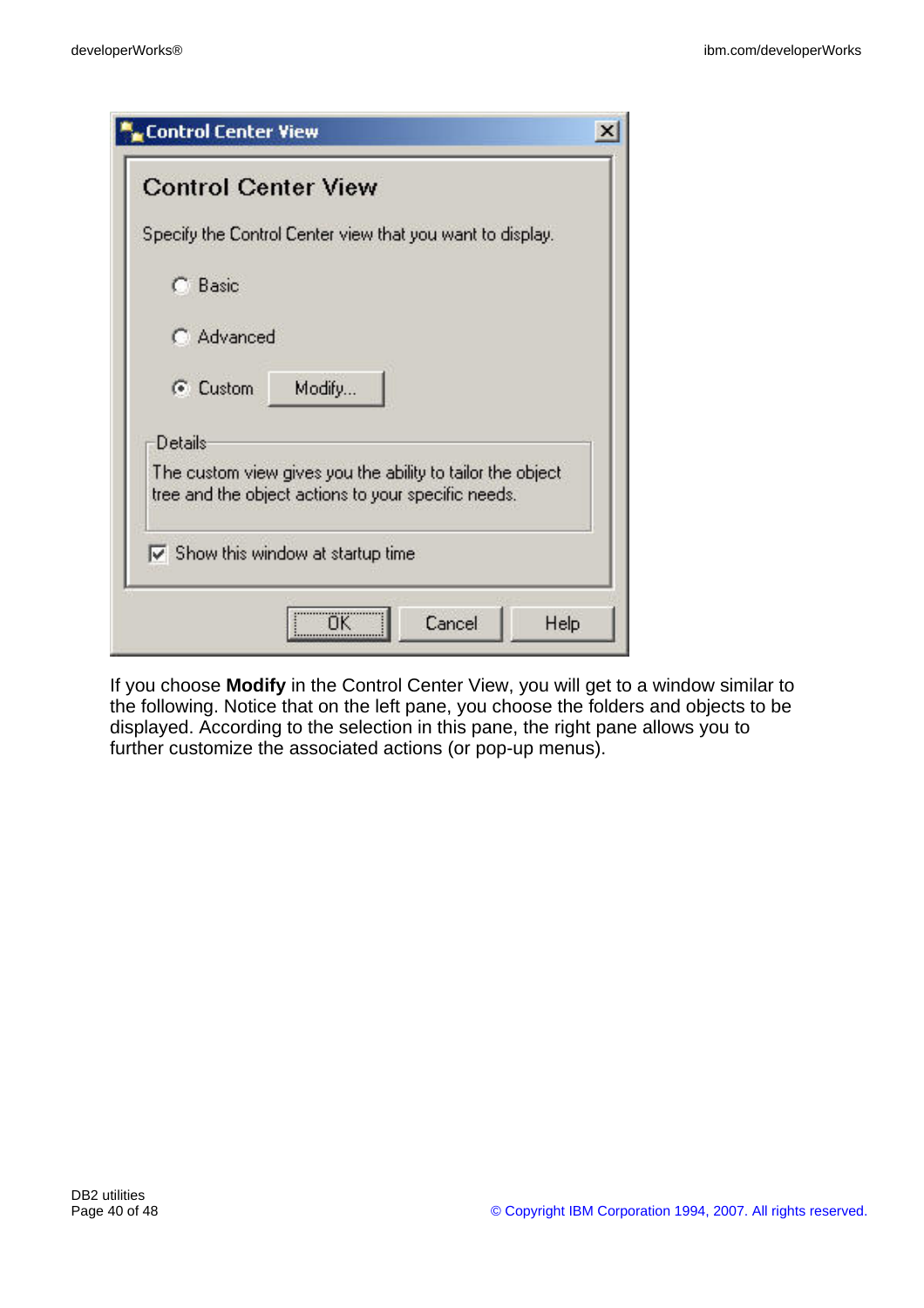If you choose **Modify** in the Control Center View, you will get to a window similar to the following. Notice that on the left pane, you choose the folders and objects to be displayed. According to the selection in this pane, the right pane allows you to further customize the associated actions (or pop-up menus).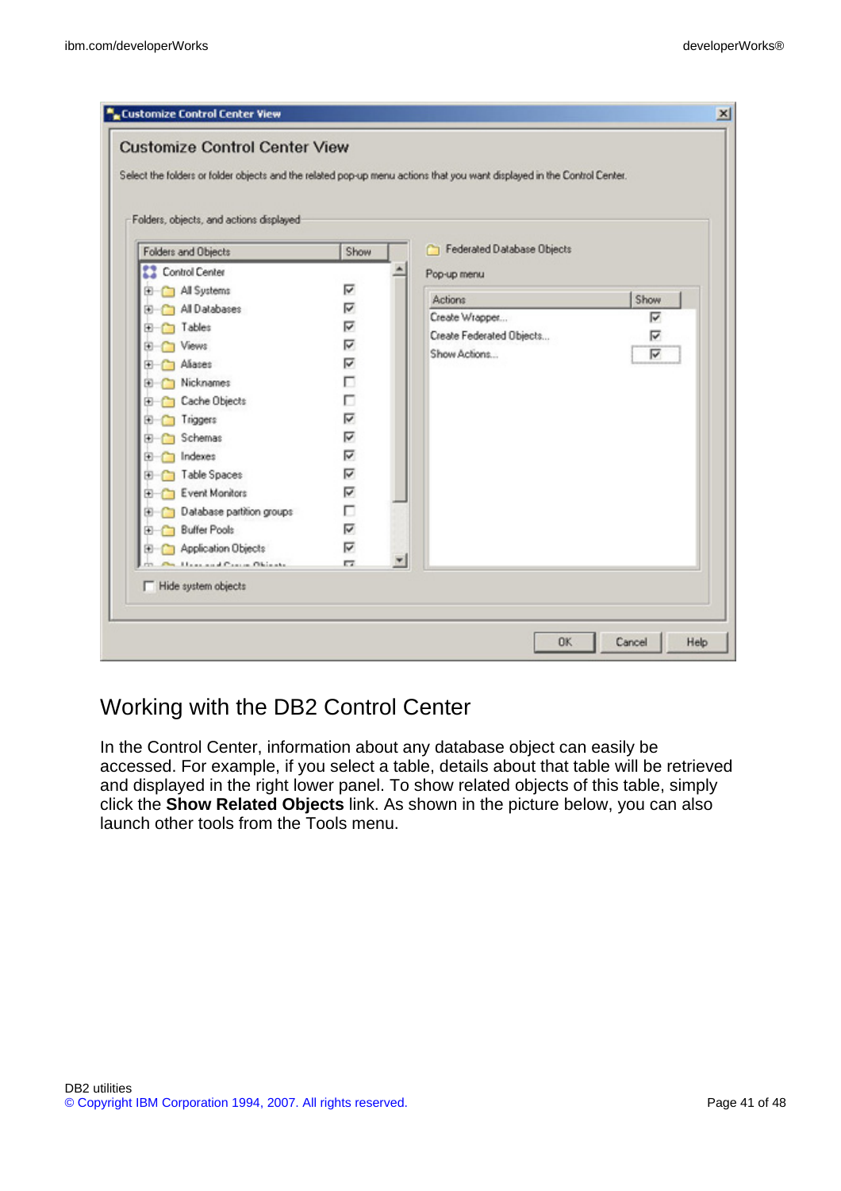## Working with the DB2 Control Center

In the Control Center, information about any database object can easily be accessed. For example, if you select a table, details about that table will be retrieved and displayed in the right lower panel. To show related objects of this table, simply click the **Show Related Objects** link. As shown in the picture below, you can also launch other tools from the Tools menu.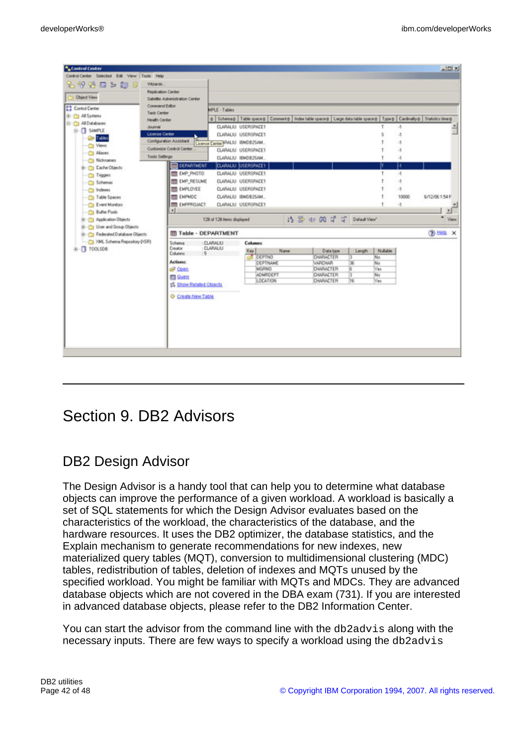# Section 9. DB2 Advisors

## DB2 Design Advisor

The Design Advisor is a handy tool that can help you to determine what database objects can improve the performance of a given workload. A workload is basically a set of SQL statements for which the Design Advisor evaluates based on the characteristics of the workload, the characteristics of the database, and the hardware resources. It uses the DB2 optimizer, the database statistics, and the Explain mechanism to generate recommendations for new indexes, new materialized query tables (MQT), conversion to multidimensional clustering (MDC) tables, redistribution of tables, deletion of indexes and MQTs unused by the specified workload. You might be familiar with MQTs and MDCs. They are advanced database objects which are not covered in the DBA exam (731). If you are interested in advanced database objects, please refer to the DB2 Information Center.

You can start the advisor from the command line with the `db2advis` along with the necessary inputs. There are few ways to specify a workload using the `db2advis`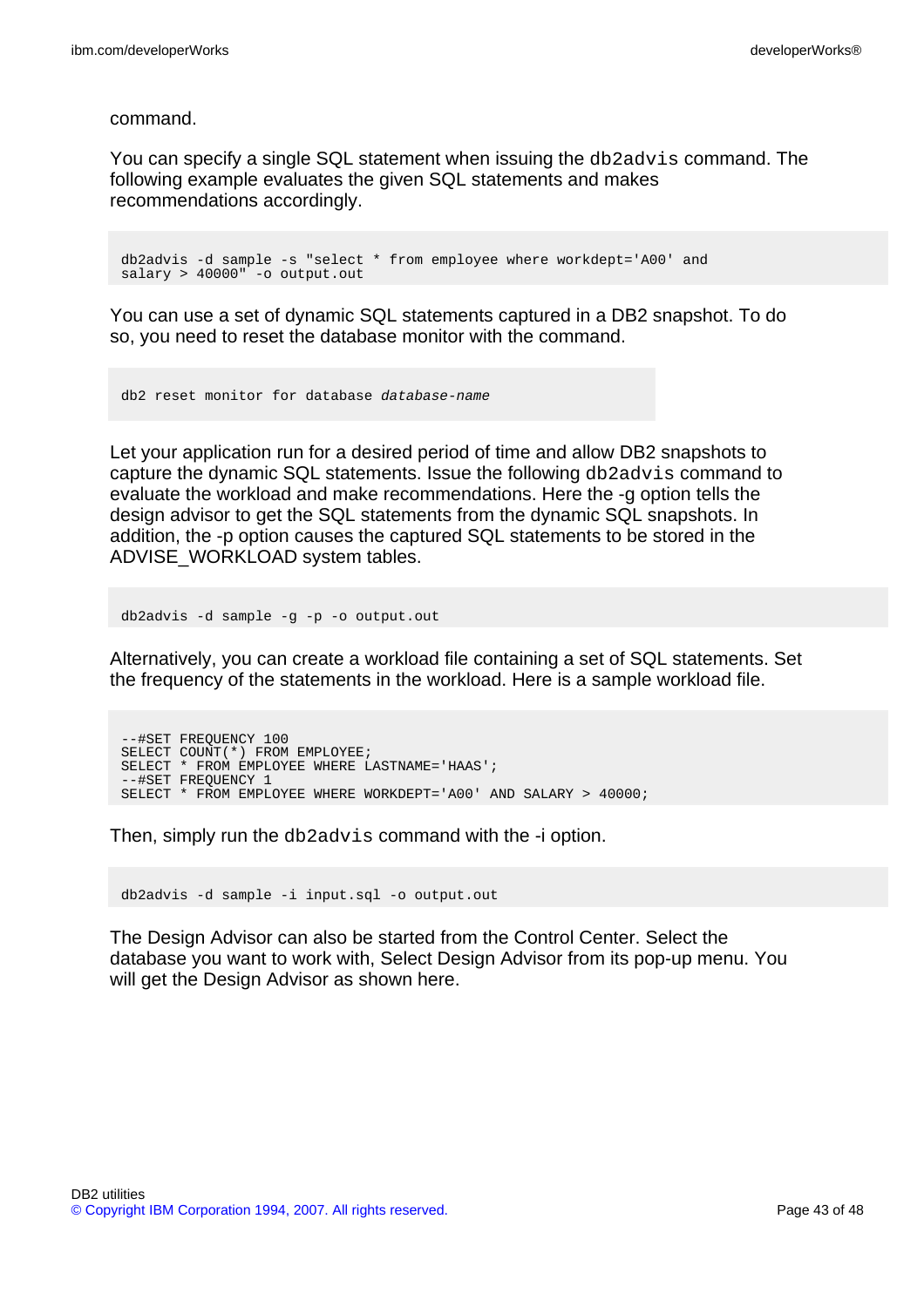command.

You can specify a single SQL statement when issuing the `db2advis` command. The following example evaluates the given SQL statements and makes recommendations accordingly.

```
db2advis -d sample -s "select * from employee where workdept='A00' and
salary > 40000" -o output.out
```

You can use a set of dynamic SQL statements captured in a DB2 snapshot. To do so, you need to reset the database monitor with the command.

```
db2 reset monitor for database database-name
```

Let your application run for a desired period of time and allow DB2 snapshots to capture the dynamic SQL statements. Issue the following `db2advis` command to evaluate the workload and make recommendations. Here the -g option tells the design advisor to get the SQL statements from the dynamic SQL snapshots. In addition, the -p option causes the captured SQL statements to be stored in the ADVISE_WORKLOAD system tables.

```
db2advis -d sample -g -p -o output.out
```

Alternatively, you can create a workload file containing a set of SQL statements. Set the frequency of the statements in the workload. Here is a sample workload file.

```
--#SET FREQUENCY 100
SELECT COUNT(*) FROM EMPLOYEE;
SELECT * FROM EMPLOYEE WHERE LASTNAME='HAAS';
--#SET FREQUENCY 1
SELECT * FROM EMPLOYEE WHERE WORKDEPT='A00' AND SALARY > 40000;
```

Then, simply run the `db2advis` command with the -i option.

```
db2advis -d sample -i input.sql -o output.out
```

The Design Advisor can also be started from the Control Center. Select the database you want to work with, Select Design Advisor from its pop-up menu. You will get the Design Advisor as shown here.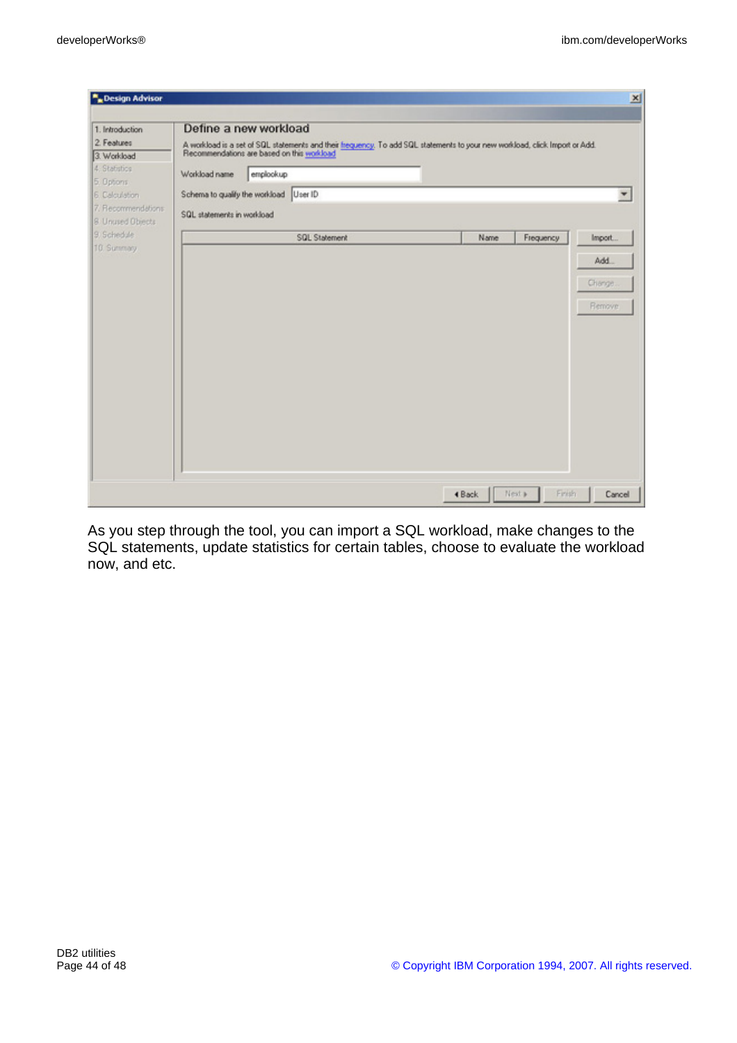As you step through the tool, you can import a SQL workload, make changes to the SQL statements, update statistics for certain tables, choose to evaluate the workload now, and etc.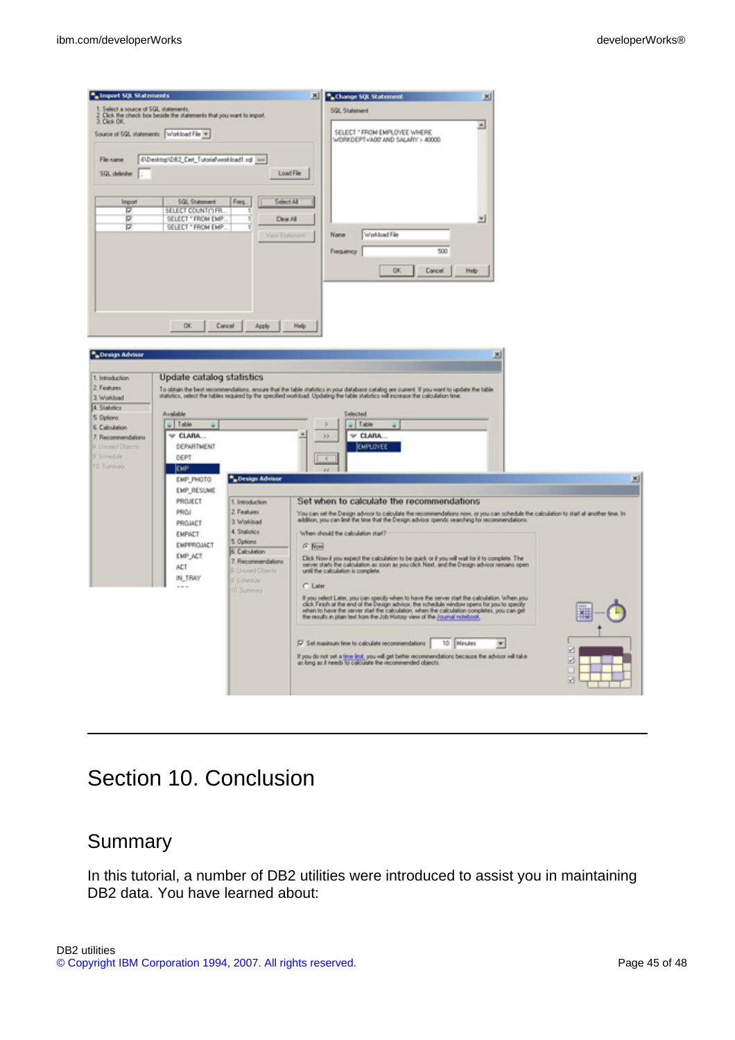# Section 10. Conclusion

## Summary

In this tutorial, a number of DB2 utilities were introduced to assist you in maintaining DB2 data. You have learned about: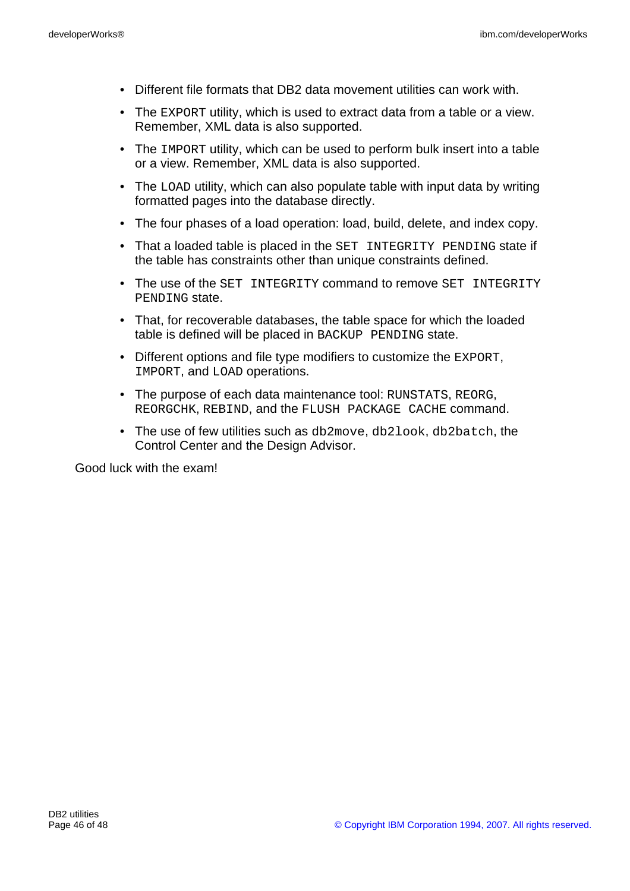- Different file formats that DB2 data movement utilities can work with.
- The `EXPORT` utility, which is used to extract data from a table or a view. Remember, XML data is also supported.
- The `IMPORT` utility, which can be used to perform bulk insert into a table or a view. Remember, XML data is also supported.
- The `LOAD` utility, which can also populate table with input data by writing formatted pages into the database directly.
- The four phases of a load operation: load, build, delete, and index copy.
- That a loaded table is placed in the `SET INTEGRITY PENDING` state if the table has constraints other than unique constraints defined.
- The use of the `SET INTEGRITY` command to remove `SET INTEGRITY PENDING` state.
- That, for recoverable databases, the table space for which the loaded table is defined will be placed in `BACKUP PENDING` state.
- Different options and file type modifiers to customize the `EXPORT`, `IMPORT`, and `LOAD` operations.
- The purpose of each data maintenance tool: `RUNSTATS`, `REORG`, `REORGCHK`, `REBIND`, and the `FLUSH PACKAGE CACHE` command.
- The use of few utilities such as `db2move`, `db2look`, `db2batch`, the Control Center and the Design Advisor.

Good luck with the exam!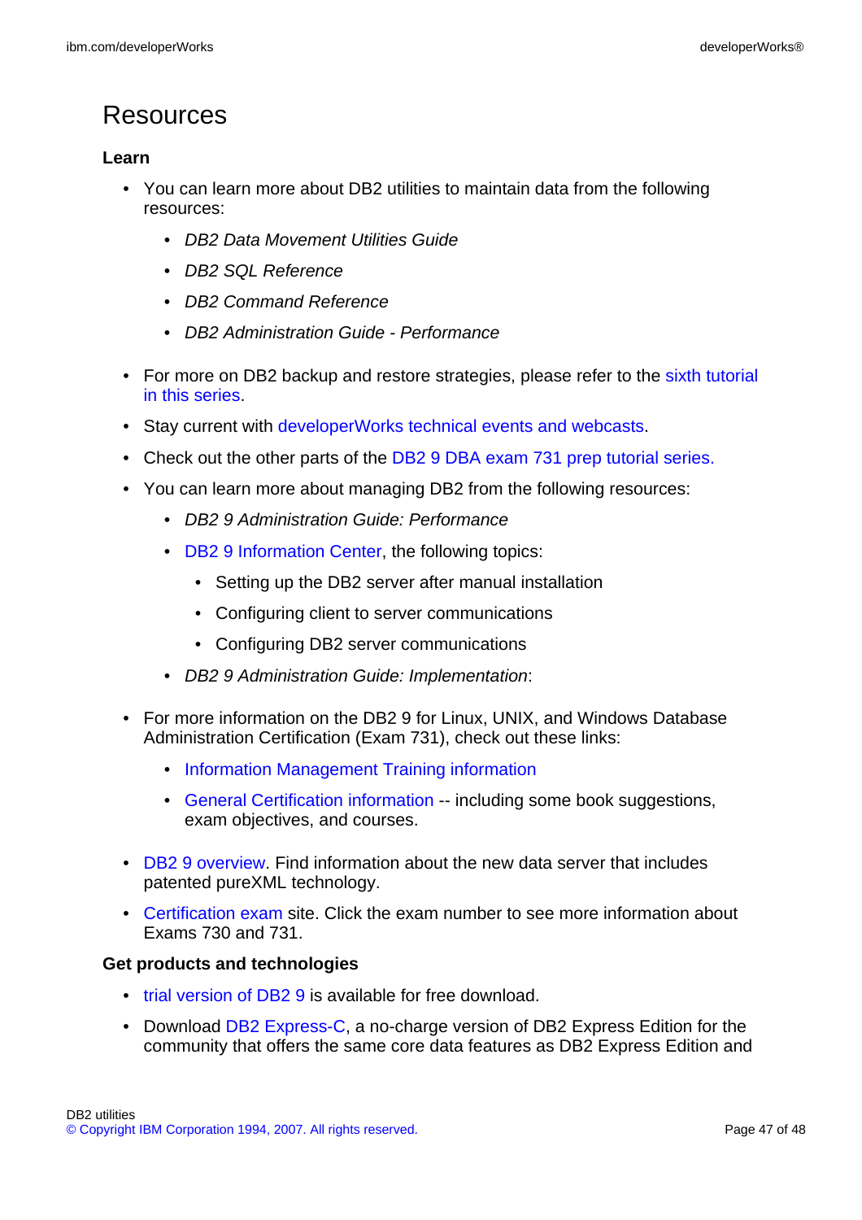## Resources

### Learn

- You can learn more about DB2 utilities to maintain data from the following resources:
  - *DB2 Data Movement Utilities Guide*
  - *DB2 SQL Reference*
  - *DB2 Command Reference*
  - *DB2 Administration Guide - Performance*
- For more on DB2 backup and restore strategies, please refer to the sixth tutorial in this series.
- Stay current with developerWorks technical events and webcasts.
- Check out the other parts of the DB2 9 DBA exam 731 prep tutorial series.
- You can learn more about managing DB2 from the following resources:
  - *DB2 9 Administration Guide: Performance*
  - DB2 9 Information Center, the following topics:
    - Setting up the DB2 server after manual installation
    - Configuring client to server communications
    - Configuring DB2 server communications
  - *DB2 9 Administration Guide: Implementation*:
- For more information on the DB2 9 for Linux, UNIX, and Windows Database Administration Certification (Exam 731), check out these links:
  - Information Management Training information
  - General Certification information -- including some book suggestions, exam objectives, and courses.
- DB2 9 overview. Find information about the new data server that includes patented pureXML technology.
- Certification exam site. Click the exam number to see more information about Exams 730 and 731.

### Get products and technologies

- trial version of DB2 9 is available for free download.
- Download DB2 Express-C, a no-charge version of DB2 Express Edition for the community that offers the same core data features as DB2 Express Edition and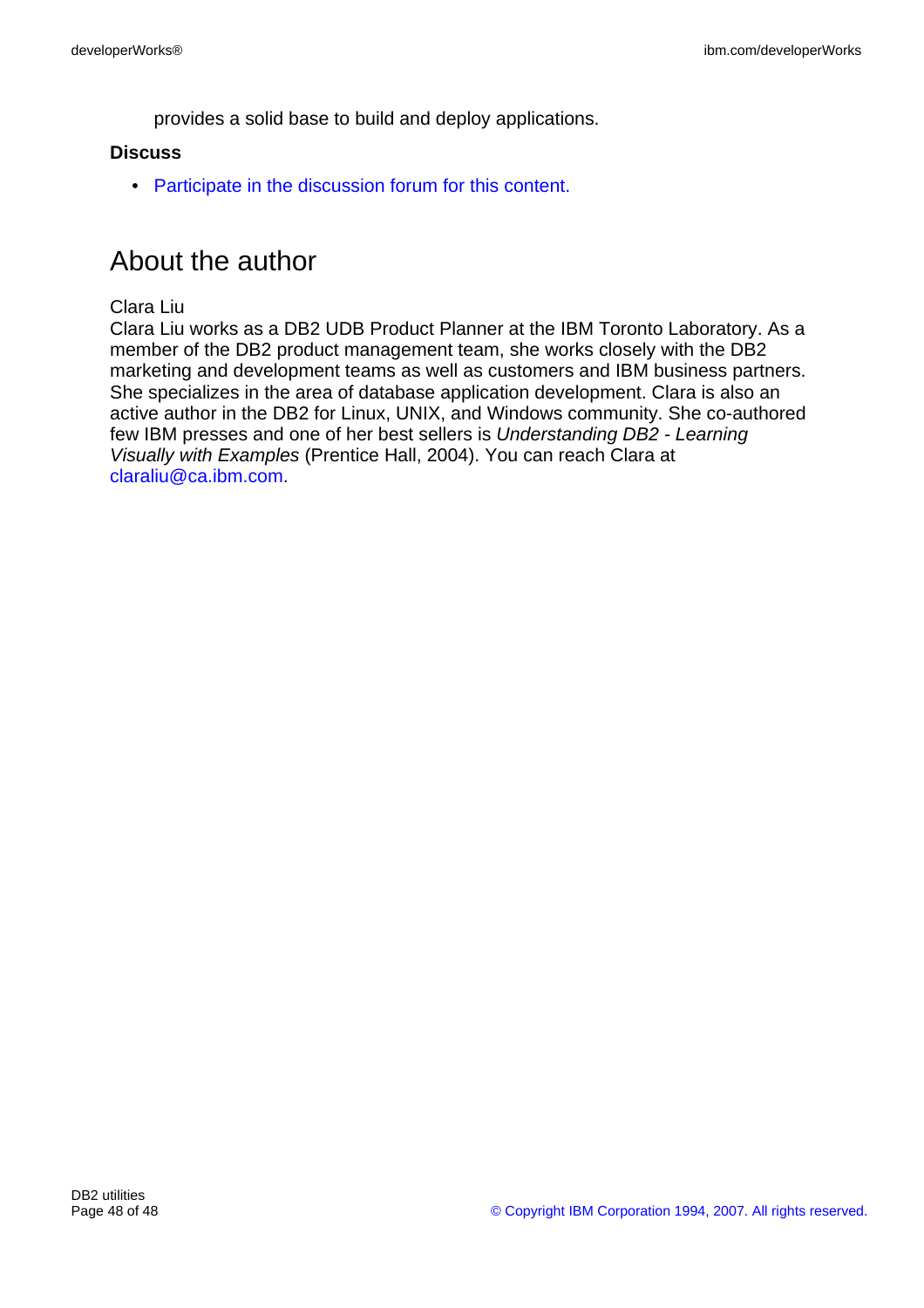provides a solid base to build and deploy applications.

**Discuss**

- Participate in the discussion forum for this content.

## About the author

Clara Liu

Clara Liu works as a DB2 UDB Product Planner at the IBM Toronto Laboratory. As a member of the DB2 product management team, she works closely with the DB2 marketing and development teams as well as customers and IBM business partners. She specializes in the area of database application development. Clara is also an active author in the DB2 for Linux, UNIX, and Windows community. She co-authored few IBM presses and one of her best sellers is *Understanding DB2 - Learning Visually with Examples* (Prentice Hall, 2004). You can reach Clara at claraliu@ca.ibm.com.